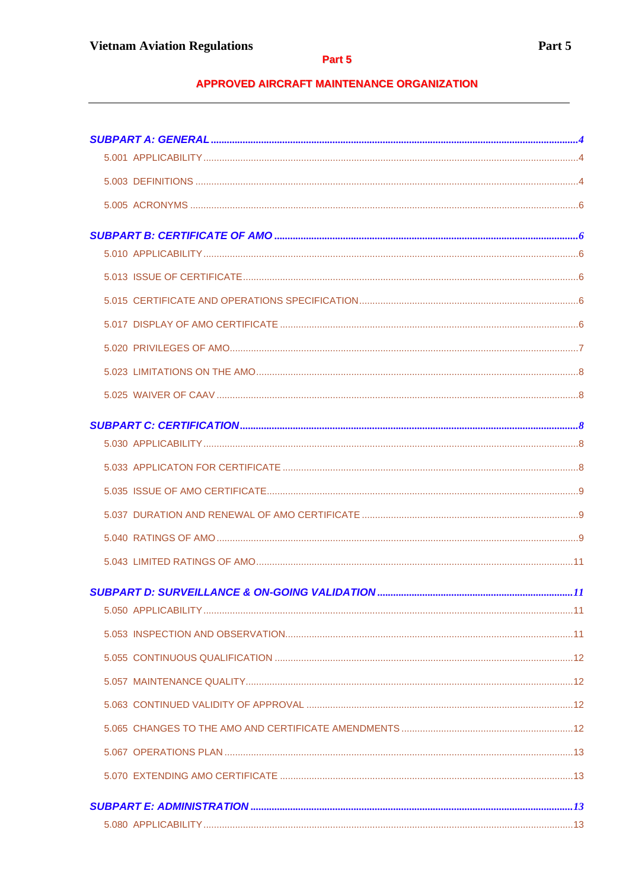# Part 5

## APPROVED AIRCRAFT MAINTENANCE ORGANIZATION

---

***SUBPART A: GENERAL*** ........ *4*

- 5.001 APPLICABILITY ........ 4
- 5.003 DEFINITIONS ........ 4
- 5.005 ACRONYMS ........ 6

***SUBPART B: CERTIFICATE OF AMO*** ........ *6*

- 5.010 APPLICABILITY ........ 6
- 5.013 ISSUE OF CERTIFICATE ........ 6
- 5.015 CERTIFICATE AND OPERATIONS SPECIFICATION ........ 6
- 5.017 DISPLAY OF AMO CERTIFICATE ........ 6
- 5.020 PRIVILEGES OF AMO ........ 7
- 5.023 LIMITATIONS ON THE AMO ........ 8
- 5.025 WAIVER OF CAAV ........ 8

***SUBPART C: CERTIFICATION*** ........ *8*

- 5.030 APPLICABILITY ........ 8
- 5.033 APPLICATON FOR CERTIFICATE ........ 8
- 5.035 ISSUE OF AMO CERTIFICATE ........ 9
- 5.037 DURATION AND RENEWAL OF AMO CERTIFICATE ........ 9
- 5.040 RATINGS OF AMO ........ 9
- 5.043 LIMITED RATINGS OF AMO ........ 11

***SUBPART D: SURVEILLANCE & ON-GOING VALIDATION*** ........ *11*

- 5.050 APPLICABILITY ........ 11
- 5.053 INSPECTION AND OBSERVATION ........ 11
- 5.055 CONTINUOUS QUALIFICATION ........ 12
- 5.057 MAINTENANCE QUALITY ........ 12
- 5.063 CONTINUED VALIDITY OF APPROVAL ........ 12
- 5.065 CHANGES TO THE AMO AND CERTIFICATE AMENDMENTS ........ 12
- 5.067 OPERATIONS PLAN ........ 13
- 5.070 EXTENDING AMO CERTIFICATE ........ 13

***SUBPART E: ADMINISTRATION*** ........ *13*

- 5.080 APPLICABILITY ........ 13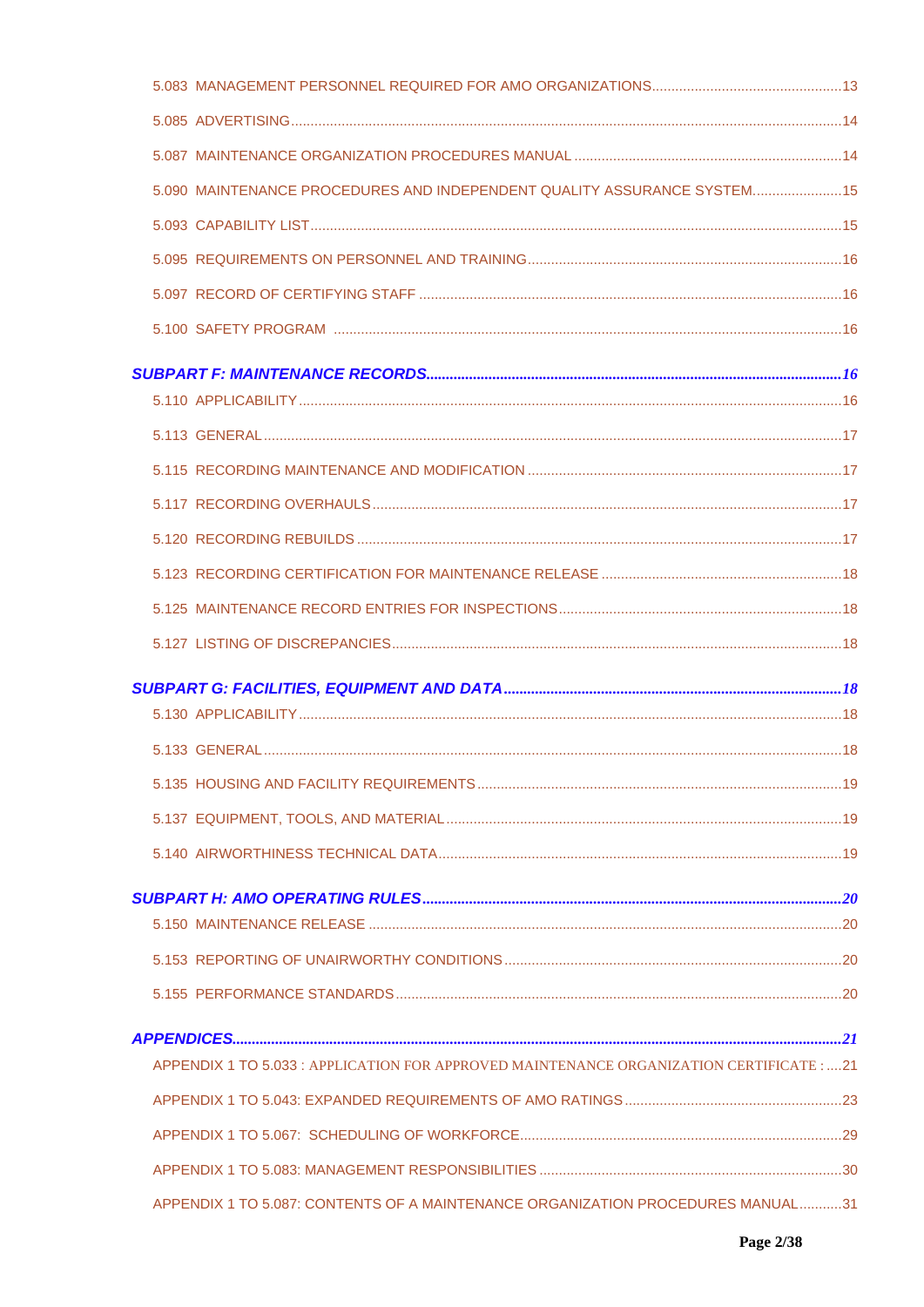5.083 MANAGEMENT PERSONNEL REQUIRED FOR AMO ORGANIZATIONS....13

5.085 ADVERTISING....14

5.087 MAINTENANCE ORGANIZATION PROCEDURES MANUAL....14

5.090 MAINTENANCE PROCEDURES AND INDEPENDENT QUALITY ASSURANCE SYSTEM....15

5.093 CAPABILITY LIST....15

5.095 REQUIREMENTS ON PERSONNEL AND TRAINING....16

5.097 RECORD OF CERTIFYING STAFF....16

5.100 SAFETY PROGRAM....16

***SUBPART F: MAINTENANCE RECORDS....16***

5.110 APPLICABILITY....16

5.113 GENERAL....17

5.115 RECORDING MAINTENANCE AND MODIFICATION....17

5.117 RECORDING OVERHAULS....17

5.120 RECORDING REBUILDS....17

5.123 RECORDING CERTIFICATION FOR MAINTENANCE RELEASE....18

5.125 MAINTENANCE RECORD ENTRIES FOR INSPECTIONS....18

5.127 LISTING OF DISCREPANCIES....18

***SUBPART G: FACILITIES, EQUIPMENT AND DATA....18***

5.130 APPLICABILITY....18

5.133 GENERAL....18

5.135 HOUSING AND FACILITY REQUIREMENTS....19

5.137 EQUIPMENT, TOOLS, AND MATERIAL....19

5.140 AIRWORTHINESS TECHNICAL DATA....19

***SUBPART H: AMO OPERATING RULES....20***

5.150 MAINTENANCE RELEASE....20

5.153 REPORTING OF UNAIRWORTHY CONDITIONS....20

5.155 PERFORMANCE STANDARDS....20

***APPENDICES....21***

APPENDIX 1 TO 5.033 : APPLICATION FOR APPROVED MAINTENANCE ORGANIZATION CERTIFICATE :....21

APPENDIX 1 TO 5.043: EXPANDED REQUIREMENTS OF AMO RATINGS....23

APPENDIX 1 TO 5.067: SCHEDULING OF WORKFORCE....29

APPENDIX 1 TO 5.083: MANAGEMENT RESPONSIBILITIES....30

APPENDIX 1 TO 5.087: CONTENTS OF A MAINTENANCE ORGANIZATION PROCEDURES MANUAL....31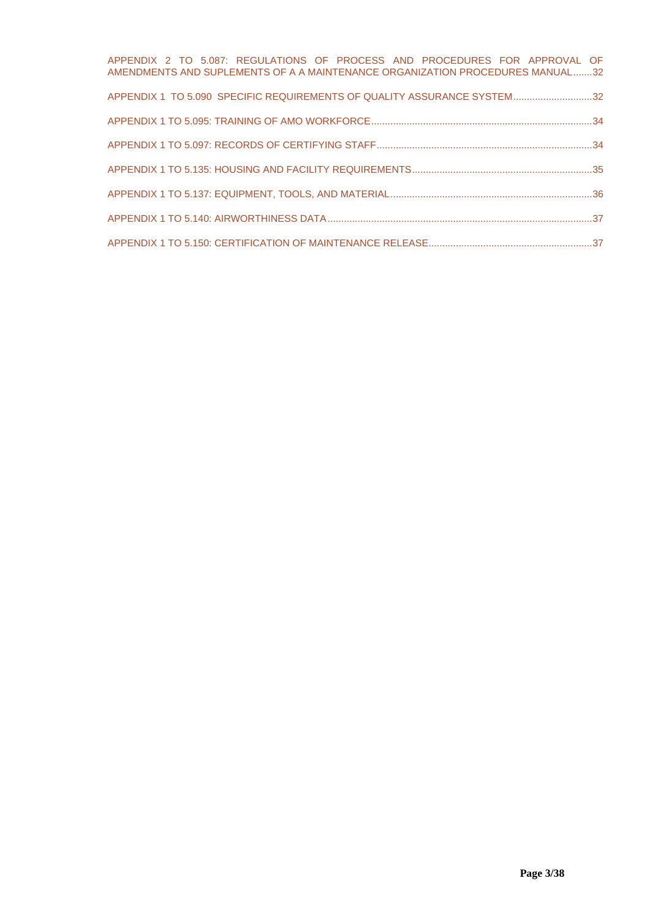APPENDIX 2 TO 5.087: REGULATIONS OF PROCESS AND PROCEDURES FOR APPROVAL OF AMENDMENTS AND SUPLEMENTS OF A A MAINTENANCE ORGANIZATION PROCEDURES MANUAL.......32

APPENDIX 1 TO 5.090 SPECIFIC REQUIREMENTS OF QUALITY ASSURANCE SYSTEM.............................32

APPENDIX 1 TO 5.095: TRAINING OF AMO WORKFORCE.................................................................................34

APPENDIX 1 TO 5.097: RECORDS OF CERTIFYING STAFF...............................................................................34

APPENDIX 1 TO 5.135: HOUSING AND FACILITY REQUIREMENTS..................................................................35

APPENDIX 1 TO 5.137: EQUIPMENT, TOOLS, AND MATERIAL..........................................................................36

APPENDIX 1 TO 5.140: AIRWORTHINESS DATA.................................................................................................37

APPENDIX 1 TO 5.150: CERTIFICATION OF MAINTENANCE RELEASE............................................................37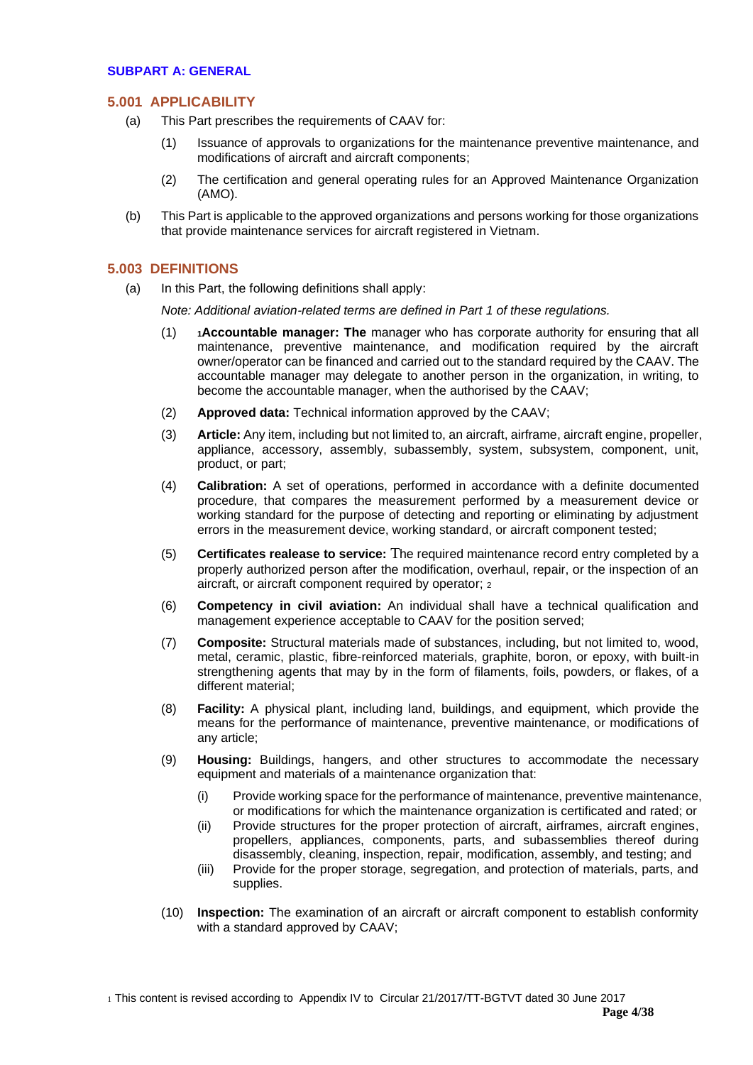## SUBPART A: GENERAL

### 5.001 APPLICABILITY

(a) This Part prescribes the requirements of CAAV for:

(1) Issuance of approvals to organizations for the maintenance preventive maintenance, and modifications of aircraft and aircraft components;

(2) The certification and general operating rules for an Approved Maintenance Organization (AMO).

(b) This Part is applicable to the approved organizations and persons working for those organizations that provide maintenance services for aircraft registered in Vietnam.

### 5.003 DEFINITIONS

(a) In this Part, the following definitions shall apply:

*Note: Additional aviation-related terms are defined in Part 1 of these regulations.*

(1) [1]**Accountable manager: The** manager who has corporate authority for ensuring that all maintenance, preventive maintenance, and modification required by the aircraft owner/operator can be financed and carried out to the standard required by the CAAV. The accountable manager may delegate to another person in the organization, in writing, to become the accountable manager, when the authorised by the CAAV;

(2) **Approved data:** Technical information approved by the CAAV;

(3) **Article:** Any item, including but not limited to, an aircraft, airframe, aircraft engine, propeller, appliance, accessory, assembly, subassembly, system, subsystem, component, unit, product, or part;

(4) **Calibration:** A set of operations, performed in accordance with a definite documented procedure, that compares the measurement performed by a measurement device or working standard for the purpose of detecting and reporting or eliminating by adjustment errors in the measurement device, working standard, or aircraft component tested;

(5) **Certificates realease to service:** The required maintenance record entry completed by a properly authorized person after the modification, overhaul, repair, or the inspection of an aircraft, or aircraft component required by operator; [2]

(6) **Competency in civil aviation:** An individual shall have a technical qualification and management experience acceptable to CAAV for the position served;

(7) **Composite:** Structural materials made of substances, including, but not limited to, wood, metal, ceramic, plastic, fibre-reinforced materials, graphite, boron, or epoxy, with built-in strengthening agents that may by in the form of filaments, foils, powders, or flakes, of a different material;

(8) **Facility:** A physical plant, including land, buildings, and equipment, which provide the means for the performance of maintenance, preventive maintenance, or modifications of any article;

(9) **Housing:** Buildings, hangers, and other structures to accommodate the necessary equipment and materials of a maintenance organization that:

(i) Provide working space for the performance of maintenance, preventive maintenance, or modifications for which the maintenance organization is certificated and rated; or

(ii) Provide structures for the proper protection of aircraft, airframes, aircraft engines, propellers, appliances, components, parts, and subassemblies thereof during disassembly, cleaning, inspection, repair, modification, assembly, and testing; and

(iii) Provide for the proper storage, segregation, and protection of materials, parts, and supplies.

(10) **Inspection:** The examination of an aircraft or aircraft component to establish conformity with a standard approved by CAAV;

[1] This content is revised according to Appendix IV to Circular 21/2017/TT-BGTVT dated 30 June 2017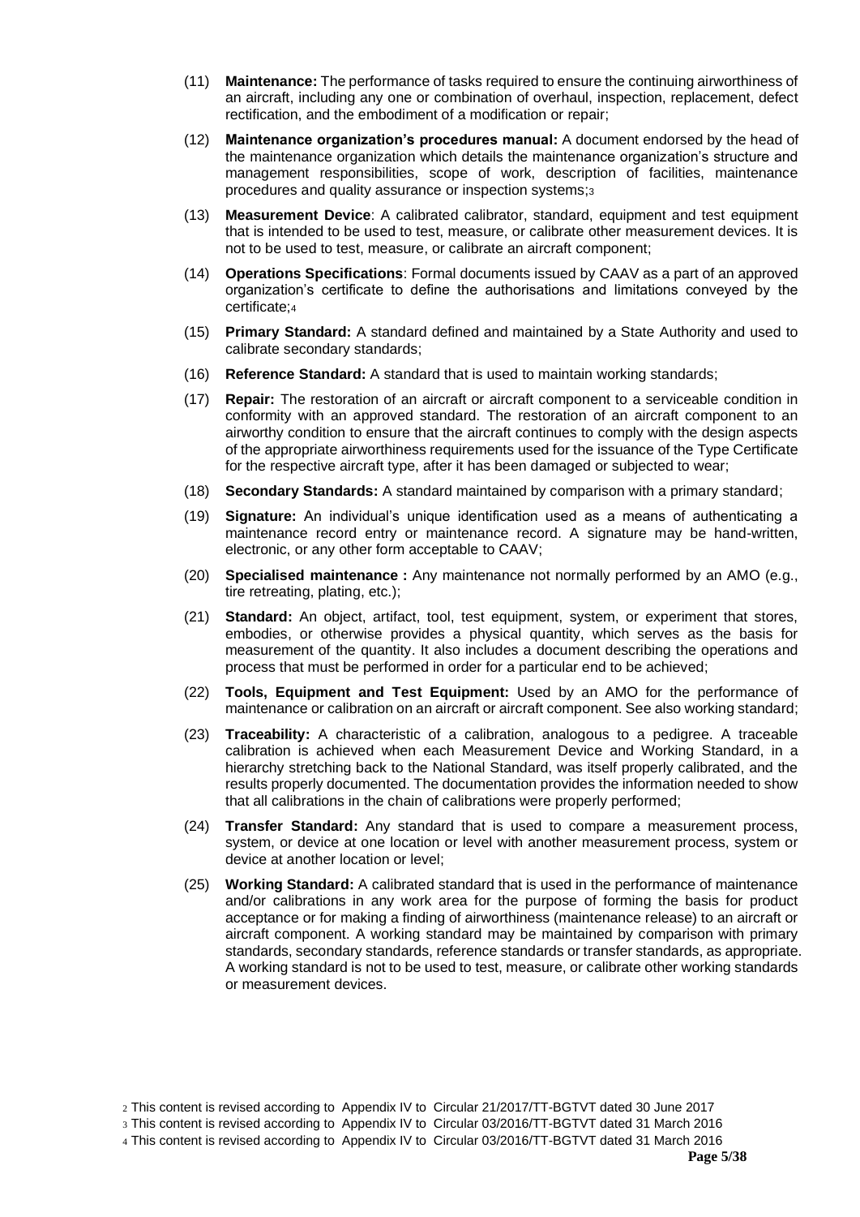(11) **Maintenance:** The performance of tasks required to ensure the continuing airworthiness of an aircraft, including any one or combination of overhaul, inspection, replacement, defect rectification, and the embodiment of a modification or repair;

(12) **Maintenance organization's procedures manual:** A document endorsed by the head of the maintenance organization which details the maintenance organization's structure and management responsibilities, scope of work, description of facilities, maintenance procedures and quality assurance or inspection systems;[3]

(13) **Measurement Device**: A calibrated calibrator, standard, equipment and test equipment that is intended to be used to test, measure, or calibrate other measurement devices. It is not to be used to test, measure, or calibrate an aircraft component;

(14) **Operations Specifications**: Formal documents issued by CAAV as a part of an approved organization's certificate to define the authorisations and limitations conveyed by the certificate;[4]

(15) **Primary Standard:** A standard defined and maintained by a State Authority and used to calibrate secondary standards;

(16) **Reference Standard:** A standard that is used to maintain working standards;

(17) **Repair:** The restoration of an aircraft or aircraft component to a serviceable condition in conformity with an approved standard. The restoration of an aircraft component to an airworthy condition to ensure that the aircraft continues to comply with the design aspects of the appropriate airworthiness requirements used for the issuance of the Type Certificate for the respective aircraft type, after it has been damaged or subjected to wear;

(18) **Secondary Standards:** A standard maintained by comparison with a primary standard;

(19) **Signature:** An individual's unique identification used as a means of authenticating a maintenance record entry or maintenance record. A signature may be hand-written, electronic, or any other form acceptable to CAAV;

(20) **Specialised maintenance :** Any maintenance not normally performed by an AMO (e.g., tire retreating, plating, etc.);

(21) **Standard:** An object, artifact, tool, test equipment, system, or experiment that stores, embodies, or otherwise provides a physical quantity, which serves as the basis for measurement of the quantity. It also includes a document describing the operations and process that must be performed in order for a particular end to be achieved;

(22) **Tools, Equipment and Test Equipment:** Used by an AMO for the performance of maintenance or calibration on an aircraft or aircraft component. See also working standard;

(23) **Traceability:** A characteristic of a calibration, analogous to a pedigree. A traceable calibration is achieved when each Measurement Device and Working Standard, in a hierarchy stretching back to the National Standard, was itself properly calibrated, and the results properly documented. The documentation provides the information needed to show that all calibrations in the chain of calibrations were properly performed;

(24) **Transfer Standard:** Any standard that is used to compare a measurement process, system, or device at one location or level with another measurement process, system or device at another location or level;

(25) **Working Standard:** A calibrated standard that is used in the performance of maintenance and/or calibrations in any work area for the purpose of forming the basis for product acceptance or for making a finding of airworthiness (maintenance release) to an aircraft or aircraft component. A working standard may be maintained by comparison with primary standards, secondary standards, reference standards or transfer standards, as appropriate. A working standard is not to be used to test, measure, or calibrate other working standards or measurement devices.

[2] This content is revised according to Appendix IV to Circular 21/2017/TT-BGTVT dated 30 June 2017

[3] This content is revised according to Appendix IV to Circular 03/2016/TT-BGTVT dated 31 March 2016

[4] This content is revised according to Appendix IV to Circular 03/2016/TT-BGTVT dated 31 March 2016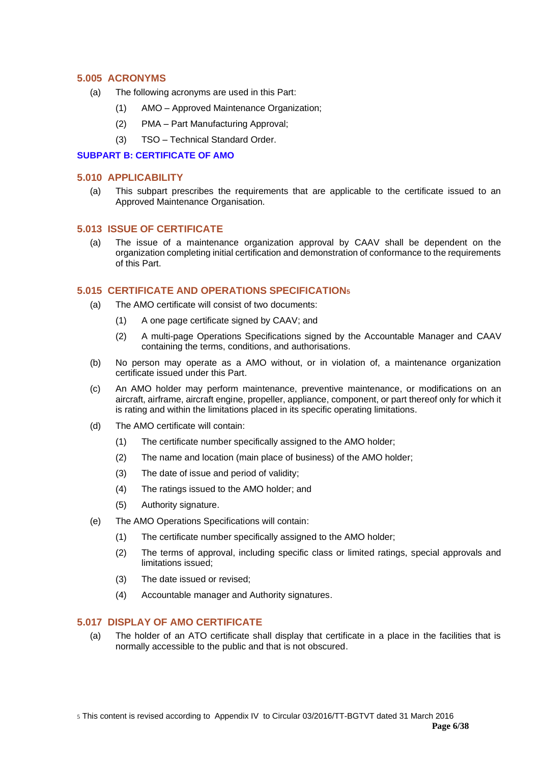### 5.005 ACRONYMS

(a) The following acronyms are used in this Part:

(1) AMO – Approved Maintenance Organization;

(2) PMA – Part Manufacturing Approval;

(3) TSO – Technical Standard Order.

## SUBPART B: CERTIFICATE OF AMO

### 5.010 APPLICABILITY

(a) This subpart prescribes the requirements that are applicable to the certificate issued to an Approved Maintenance Organisation.

### 5.013 ISSUE OF CERTIFICATE

(a) The issue of a maintenance organization approval by CAAV shall be dependent on the organization completing initial certification and demonstration of conformance to the requirements of this Part.

### 5.015 CERTIFICATE AND OPERATIONS SPECIFICATION[5]

(a) The AMO certificate will consist of two documents:

(1) A one page certificate signed by CAAV; and

(2) A multi-page Operations Specifications signed by the Accountable Manager and CAAV containing the terms, conditions, and authorisations.

(b) No person may operate as a AMO without, or in violation of, a maintenance organization certificate issued under this Part.

(c) An AMO holder may perform maintenance, preventive maintenance, or modifications on an aircraft, airframe, aircraft engine, propeller, appliance, component, or part thereof only for which it is rating and within the limitations placed in its specific operating limitations.

(d) The AMO certificate will contain:

(1) The certificate number specifically assigned to the AMO holder;

(2) The name and location (main place of business) of the AMO holder;

(3) The date of issue and period of validity;

(4) The ratings issued to the AMO holder; and

(5) Authority signature.

(e) The AMO Operations Specifications will contain:

(1) The certificate number specifically assigned to the AMO holder;

(2) The terms of approval, including specific class or limited ratings, special approvals and limitations issued;

(3) The date issued or revised;

(4) Accountable manager and Authority signatures.

### 5.017 DISPLAY OF AMO CERTIFICATE

(a) The holder of an ATO certificate shall display that certificate in a place in the facilities that is normally accessible to the public and that is not obscured.

[5] This content is revised according to Appendix IV to Circular 03/2016/TT-BGTVT dated 31 March 2016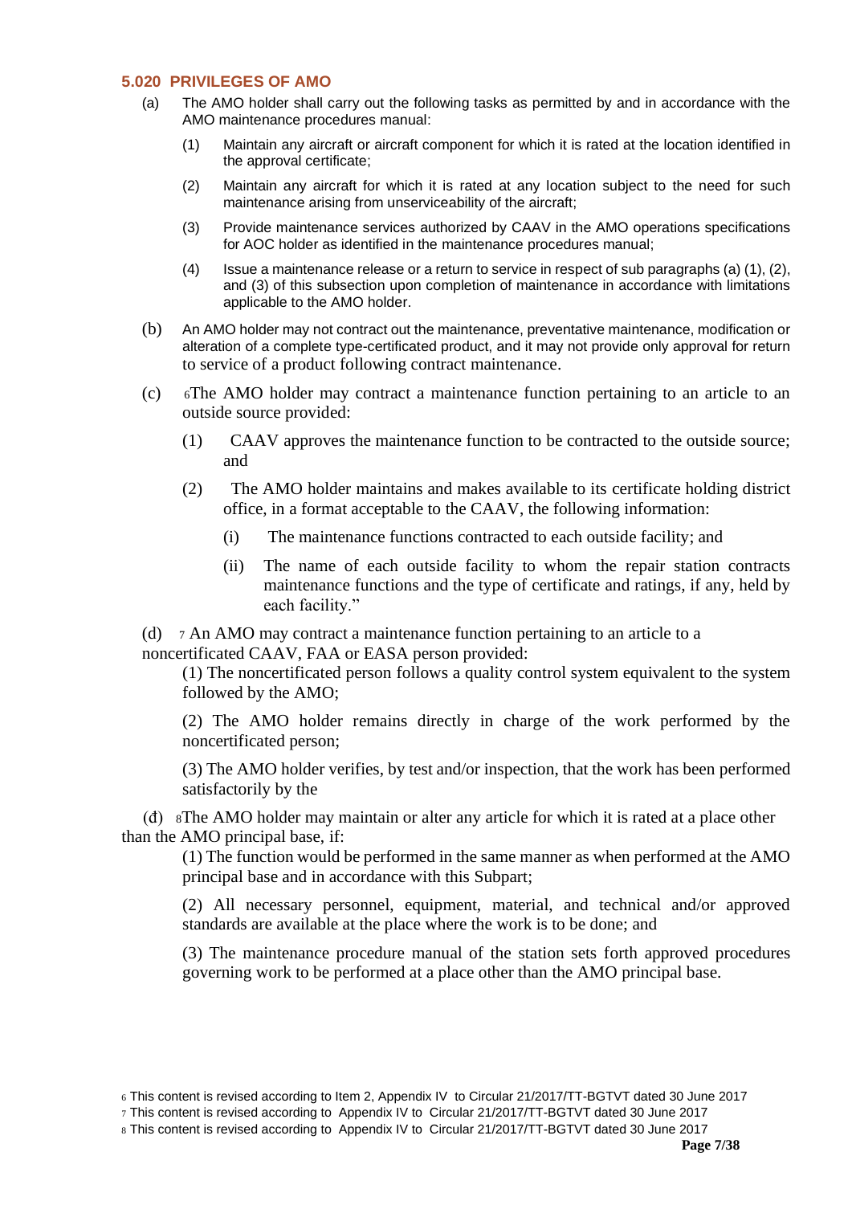### 5.020 PRIVILEGES OF AMO

(a) The AMO holder shall carry out the following tasks as permitted by and in accordance with the AMO maintenance procedures manual:

(1) Maintain any aircraft or aircraft component for which it is rated at the location identified in the approval certificate;

(2) Maintain any aircraft for which it is rated at any location subject to the need for such maintenance arising from unserviceability of the aircraft;

(3) Provide maintenance services authorized by CAAV in the AMO operations specifications for AOC holder as identified in the maintenance procedures manual;

(4) Issue a maintenance release or a return to service in respect of sub paragraphs (a) (1), (2), and (3) of this subsection upon completion of maintenance in accordance with limitations applicable to the AMO holder.

(b) An AMO holder may not contract out the maintenance, preventative maintenance, modification or alteration of a complete type-certificated product, and it may not provide only approval for return to service of a product following contract maintenance.

(c) [6]The AMO holder may contract a maintenance function pertaining to an article to an outside source provided:

(1) CAAV approves the maintenance function to be contracted to the outside source; and

(2) The AMO holder maintains and makes available to its certificate holding district office, in a format acceptable to the CAAV, the following information:

(i) The maintenance functions contracted to each outside facility; and

(ii) The name of each outside facility to whom the repair station contracts maintenance functions and the type of certificate and ratings, if any, held by each facility."

(d) [7] An AMO may contract a maintenance function pertaining to an article to a noncertificated CAAV, FAA or EASA person provided:

(1) The noncertificated person follows a quality control system equivalent to the system followed by the AMO;

(2) The AMO holder remains directly in charge of the work performed by the noncertificated person;

(3) The AMO holder verifies, by test and/or inspection, that the work has been performed satisfactorily by the

(đ) [8]The AMO holder may maintain or alter any article for which it is rated at a place other than the AMO principal base, if:

(1) The function would be performed in the same manner as when performed at the AMO principal base and in accordance with this Subpart;

(2) All necessary personnel, equipment, material, and technical and/or approved standards are available at the place where the work is to be done; and

(3) The maintenance procedure manual of the station sets forth approved procedures governing work to be performed at a place other than the AMO principal base.

---

[6] This content is revised according to Item 2, Appendix IV to Circular 21/2017/TT-BGTVT dated 30 June 2017

[7] This content is revised according to Appendix IV to Circular 21/2017/TT-BGTVT dated 30 June 2017

[8] This content is revised according to Appendix IV to Circular 21/2017/TT-BGTVT dated 30 June 2017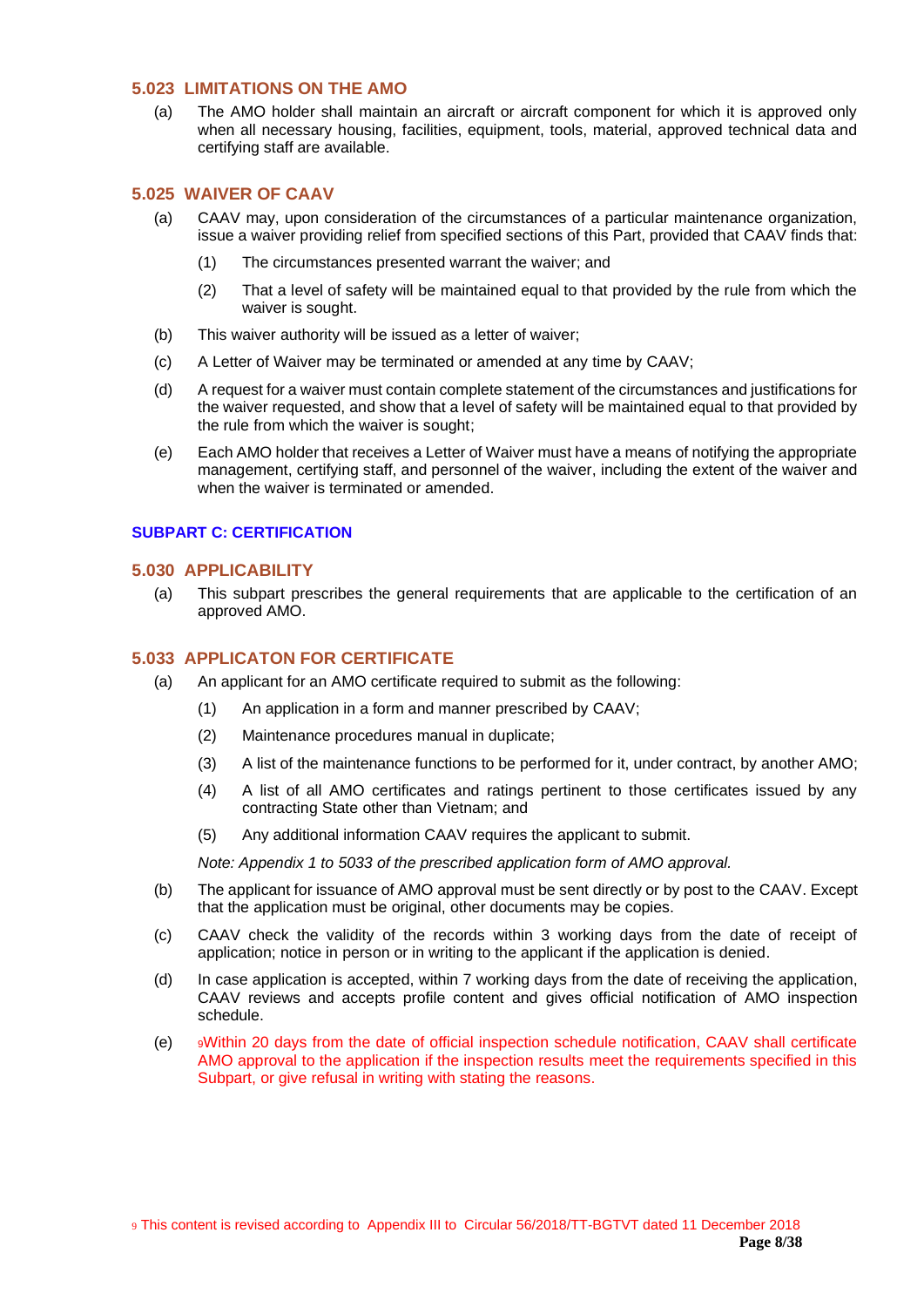### 5.023 LIMITATIONS ON THE AMO

(a) The AMO holder shall maintain an aircraft or aircraft component for which it is approved only when all necessary housing, facilities, equipment, tools, material, approved technical data and certifying staff are available.

### 5.025 WAIVER OF CAAV

(a) CAAV may, upon consideration of the circumstances of a particular maintenance organization, issue a waiver providing relief from specified sections of this Part, provided that CAAV finds that:

   (1) The circumstances presented warrant the waiver; and

   (2) That a level of safety will be maintained equal to that provided by the rule from which the waiver is sought.

(b) This waiver authority will be issued as a letter of waiver;

(c) A Letter of Waiver may be terminated or amended at any time by CAAV;

(d) A request for a waiver must contain complete statement of the circumstances and justifications for the waiver requested, and show that a level of safety will be maintained equal to that provided by the rule from which the waiver is sought;

(e) Each AMO holder that receives a Letter of Waiver must have a means of notifying the appropriate management, certifying staff, and personnel of the waiver, including the extent of the waiver and when the waiver is terminated or amended.

## SUBPART C: CERTIFICATION

### 5.030 APPLICABILITY

(a) This subpart prescribes the general requirements that are applicable to the certification of an approved AMO.

### 5.033 APPLICATON FOR CERTIFICATE

(a) An applicant for an AMO certificate required to submit as the following:

   (1) An application in a form and manner prescribed by CAAV;

   (2) Maintenance procedures manual in duplicate;

   (3) A list of the maintenance functions to be performed for it, under contract, by another AMO;

   (4) A list of all AMO certificates and ratings pertinent to those certificates issued by any contracting State other than Vietnam; and

   (5) Any additional information CAAV requires the applicant to submit.

   *Note: Appendix 1 to 5033 of the prescribed application form of AMO approval.*

(b) The applicant for issuance of AMO approval must be sent directly or by post to the CAAV. Except that the application must be original, other documents may be copies.

(c) CAAV check the validity of the records within 3 working days from the date of receipt of application; notice in person or in writing to the applicant if the application is denied.

(d) In case application is accepted, within 7 working days from the date of receiving the application, CAAV reviews and accepts profile content and gives official notification of AMO inspection schedule.

(e) [9]Within 20 days from the date of official inspection schedule notification, CAAV shall certificate AMO approval to the application if the inspection results meet the requirements specified in this Subpart, or give refusal in writing with stating the reasons.

[9] This content is revised according to Appendix III to Circular 56/2018/TT-BGTVT dated 11 December 2018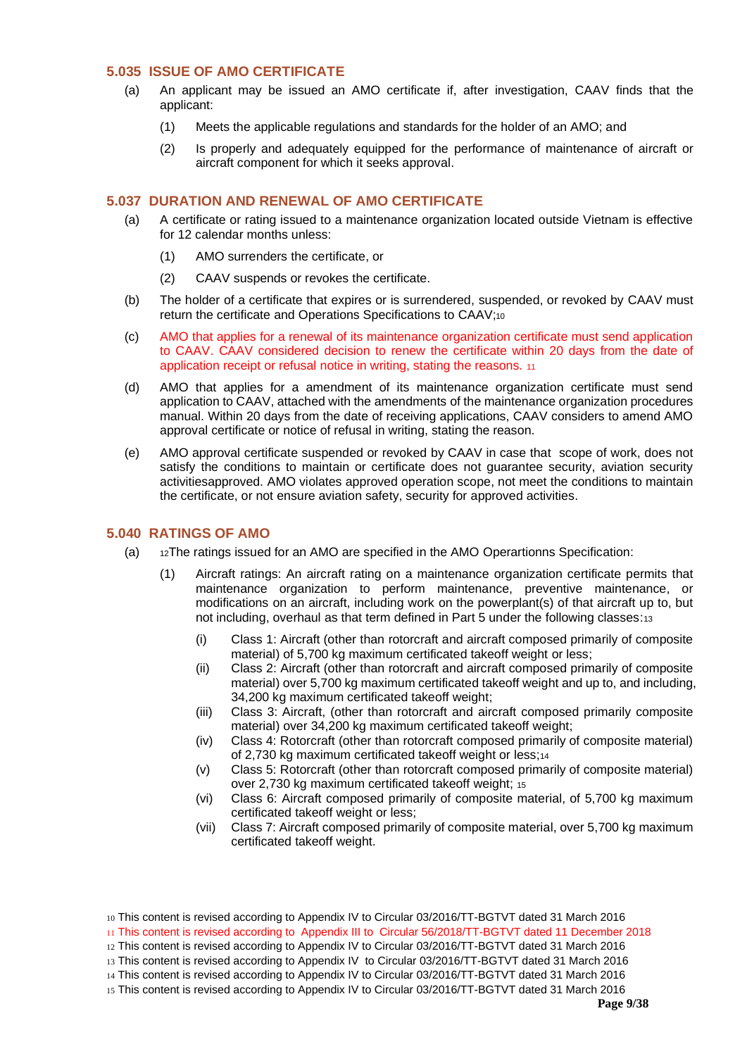## 5.035 ISSUE OF AMO CERTIFICATE

(a) An applicant may be issued an AMO certificate if, after investigation, CAAV finds that the applicant:

(1) Meets the applicable regulations and standards for the holder of an AMO; and

(2) Is properly and adequately equipped for the performance of maintenance of aircraft or aircraft component for which it seeks approval.

## 5.037 DURATION AND RENEWAL OF AMO CERTIFICATE

(a) A certificate or rating issued to a maintenance organization located outside Vietnam is effective for 12 calendar months unless:

(1) AMO surrenders the certificate, or

(2) CAAV suspends or revokes the certificate.

(b) The holder of a certificate that expires or is surrendered, suspended, or revoked by CAAV must return the certificate and Operations Specifications to CAAV;[10]

(c) AMO that applies for a renewal of its maintenance organization certificate must send application to CAAV. CAAV considered decision to renew the certificate within 20 days from the date of application receipt or refusal notice in writing, stating the reasons. [11]

(d) AMO that applies for a amendment of its maintenance organization certificate must send application to CAAV, attached with the amendments of the maintenance organization procedures manual. Within 20 days from the date of receiving applications, CAAV considers to amend AMO approval certificate or notice of refusal in writing, stating the reason.

(e) AMO approval certificate suspended or revoked by CAAV in case that scope of work, does not satisfy the conditions to maintain or certificate does not guarantee security, aviation security activitiesapproved. AMO violates approved operation scope, not meet the conditions to maintain the certificate, or not ensure aviation safety, security for approved activities.

## 5.040 RATINGS OF AMO

(a) [12]The ratings issued for an AMO are specified in the AMO Operartionns Specification:

(1) Aircraft ratings: An aircraft rating on a maintenance organization certificate permits that maintenance organization to perform maintenance, preventive maintenance, or modifications on an aircraft, including work on the powerplant(s) of that aircraft up to, but not including, overhaul as that term defined in Part 5 under the following classes:[13]

(i) Class 1: Aircraft (other than rotorcraft and aircraft composed primarily of composite material) of 5,700 kg maximum certificated takeoff weight or less;

(ii) Class 2: Aircraft (other than rotorcraft and aircraft composed primarily of composite material) over 5,700 kg maximum certificated takeoff weight and up to, and including, 34,200 kg maximum certificated takeoff weight;

(iii) Class 3: Aircraft, (other than rotorcraft and aircraft composed primarily composite material) over 34,200 kg maximum certificated takeoff weight;

(iv) Class 4: Rotorcraft (other than rotorcraft composed primarily of composite material) of 2,730 kg maximum certificated takeoff weight or less;[14]

(v) Class 5: Rotorcraft (other than rotorcraft composed primarily of composite material) over 2,730 kg maximum certificated takeoff weight; [15]

(vi) Class 6: Aircraft composed primarily of composite material, of 5,700 kg maximum certificated takeoff weight or less;

(vii) Class 7: Aircraft composed primarily of composite material, over 5,700 kg maximum certificated takeoff weight.

[10] This content is revised according to Appendix IV to Circular 03/2016/TT-BGTVT dated 31 March 2016

[11] This content is revised according to Appendix III to Circular 56/2018/TT-BGTVT dated 11 December 2018

[12] This content is revised according to Appendix IV to Circular 03/2016/TT-BGTVT dated 31 March 2016

[13] This content is revised according to Appendix IV to Circular 03/2016/TT-BGTVT dated 31 March 2016

[14] This content is revised according to Appendix IV to Circular 03/2016/TT-BGTVT dated 31 March 2016

[15] This content is revised according to Appendix IV to Circular 03/2016/TT-BGTVT dated 31 March 2016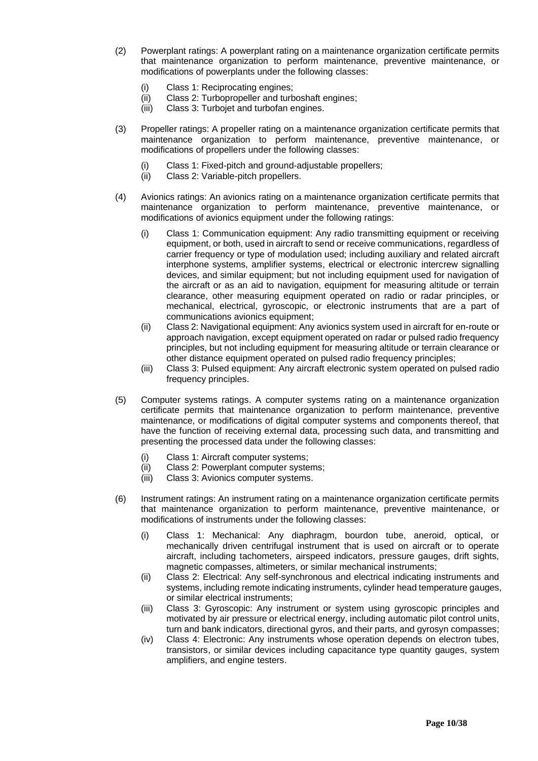(2) Powerplant ratings: A powerplant rating on a maintenance organization certificate permits that maintenance organization to perform maintenance, preventive maintenance, or modifications of powerplants under the following classes:

   (i) Class 1: Reciprocating engines;
   (ii) Class 2: Turbopropeller and turboshaft engines;
   (iii) Class 3: Turbojet and turbofan engines.

(3) Propeller ratings: A propeller rating on a maintenance organization certificate permits that maintenance organization to perform maintenance, preventive maintenance, or modifications of propellers under the following classes:

   (i) Class 1: Fixed-pitch and ground-adjustable propellers;
   (ii) Class 2: Variable-pitch propellers.

(4) Avionics ratings: An avionics rating on a maintenance organization certificate permits that maintenance organization to perform maintenance, preventive maintenance, or modifications of avionics equipment under the following ratings:

   (i) Class 1: Communication equipment: Any radio transmitting equipment or receiving equipment, or both, used in aircraft to send or receive communications, regardless of carrier frequency or type of modulation used; including auxiliary and related aircraft interphone systems, amplifier systems, electrical or electronic intercrew signalling devices, and similar equipment; but not including equipment used for navigation of the aircraft or as an aid to navigation, equipment for measuring altitude or terrain clearance, other measuring equipment operated on radio or radar principles, or mechanical, electrical, gyroscopic, or electronic instruments that are a part of communications avionics equipment;
   (ii) Class 2: Navigational equipment: Any avionics system used in aircraft for en-route or approach navigation, except equipment operated on radar or pulsed radio frequency principles, but not including equipment for measuring altitude or terrain clearance or other distance equipment operated on pulsed radio frequency principles;
   (iii) Class 3: Pulsed equipment: Any aircraft electronic system operated on pulsed radio frequency principles.

(5) Computer systems ratings. A computer systems rating on a maintenance organization certificate permits that maintenance organization to perform maintenance, preventive maintenance, or modifications of digital computer systems and components thereof, that have the function of receiving external data, processing such data, and transmitting and presenting the processed data under the following classes:

   (i) Class 1: Aircraft computer systems;
   (ii) Class 2: Powerplant computer systems;
   (iii) Class 3: Avionics computer systems.

(6) Instrument ratings: An instrument rating on a maintenance organization certificate permits that maintenance organization to perform maintenance, preventive maintenance, or modifications of instruments under the following classes:

   (i) Class 1: Mechanical: Any diaphragm, bourdon tube, aneroid, optical, or mechanically driven centrifugal instrument that is used on aircraft or to operate aircraft, including tachometers, airspeed indicators, pressure gauges, drift sights, magnetic compasses, altimeters, or similar mechanical instruments;
   (ii) Class 2: Electrical: Any self-synchronous and electrical indicating instruments and systems, including remote indicating instruments, cylinder head temperature gauges, or similar electrical instruments;
   (iii) Class 3: Gyroscopic: Any instrument or system using gyroscopic principles and motivated by air pressure or electrical energy, including automatic pilot control units, turn and bank indicators, directional gyros, and their parts, and gyrosyn compasses;
   (iv) Class 4: Electronic: Any instruments whose operation depends on electron tubes, transistors, or similar devices including capacitance type quantity gauges, system amplifiers, and engine testers.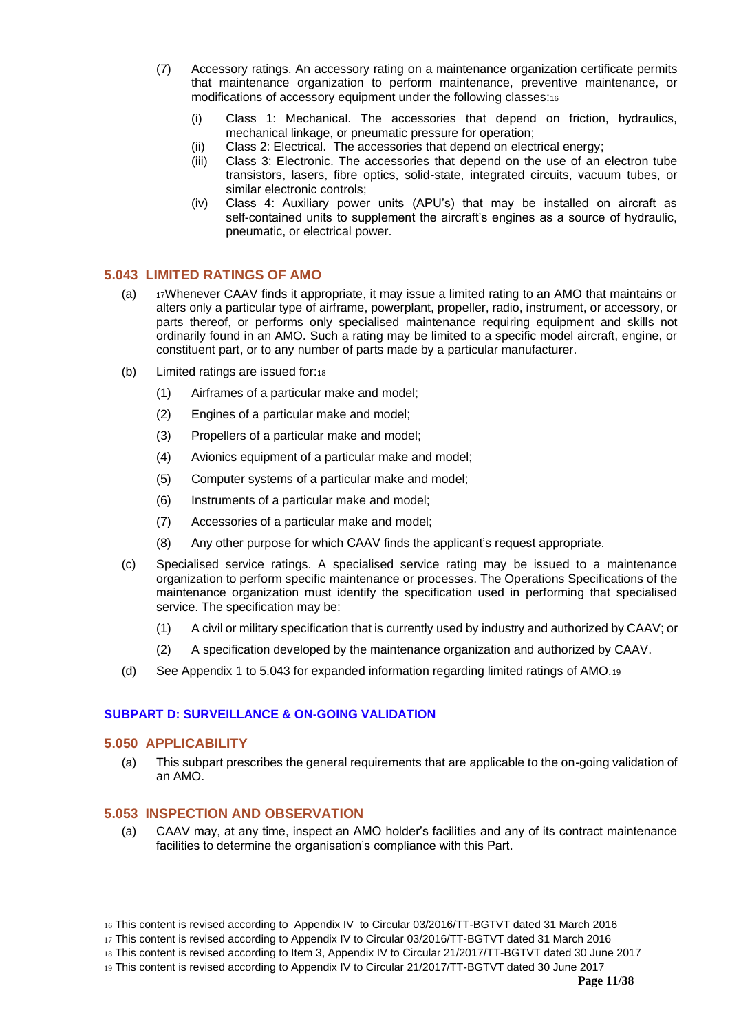(7) Accessory ratings. An accessory rating on a maintenance organization certificate permits that maintenance organization to perform maintenance, preventive maintenance, or modifications of accessory equipment under the following classes:[16]

   (i) Class 1: Mechanical. The accessories that depend on friction, hydraulics, mechanical linkage, or pneumatic pressure for operation;
   (ii) Class 2: Electrical. The accessories that depend on electrical energy;
   (iii) Class 3: Electronic. The accessories that depend on the use of an electron tube transistors, lasers, fibre optics, solid-state, integrated circuits, vacuum tubes, or similar electronic controls;
   (iv) Class 4: Auxiliary power units (APU's) that may be installed on aircraft as self-contained units to supplement the aircraft's engines as a source of hydraulic, pneumatic, or electrical power.

### 5.043 LIMITED RATINGS OF AMO

(a) [17]Whenever CAAV finds it appropriate, it may issue a limited rating to an AMO that maintains or alters only a particular type of airframe, powerplant, propeller, radio, instrument, or accessory, or parts thereof, or performs only specialised maintenance requiring equipment and skills not ordinarily found in an AMO. Such a rating may be limited to a specific model aircraft, engine, or constituent part, or to any number of parts made by a particular manufacturer.

(b) Limited ratings are issued for:[18]

   (1) Airframes of a particular make and model;

   (2) Engines of a particular make and model;

   (3) Propellers of a particular make and model;

   (4) Avionics equipment of a particular make and model;

   (5) Computer systems of a particular make and model;

   (6) Instruments of a particular make and model;

   (7) Accessories of a particular make and model;

   (8) Any other purpose for which CAAV finds the applicant's request appropriate.

(c) Specialised service ratings. A specialised service rating may be issued to a maintenance organization to perform specific maintenance or processes. The Operations Specifications of the maintenance organization must identify the specification used in performing that specialised service. The specification may be:

   (1) A civil or military specification that is currently used by industry and authorized by CAAV; or

   (2) A specification developed by the maintenance organization and authorized by CAAV.

(d) See Appendix 1 to 5.043 for expanded information regarding limited ratings of AMO.[19]

## SUBPART D: SURVEILLANCE & ON-GOING VALIDATION

### 5.050 APPLICABILITY

(a) This subpart prescribes the general requirements that are applicable to the on-going validation of an AMO.

### 5.053 INSPECTION AND OBSERVATION

(a) CAAV may, at any time, inspect an AMO holder's facilities and any of its contract maintenance facilities to determine the organisation's compliance with this Part.

[16] This content is revised according to Appendix IV to Circular 03/2016/TT-BGTVT dated 31 March 2016
[17] This content is revised according to Appendix IV to Circular 03/2016/TT-BGTVT dated 31 March 2016
[18] This content is revised according to Item 3, Appendix IV to Circular 21/2017/TT-BGTVT dated 30 June 2017
[19] This content is revised according to Appendix IV to Circular 21/2017/TT-BGTVT dated 30 June 2017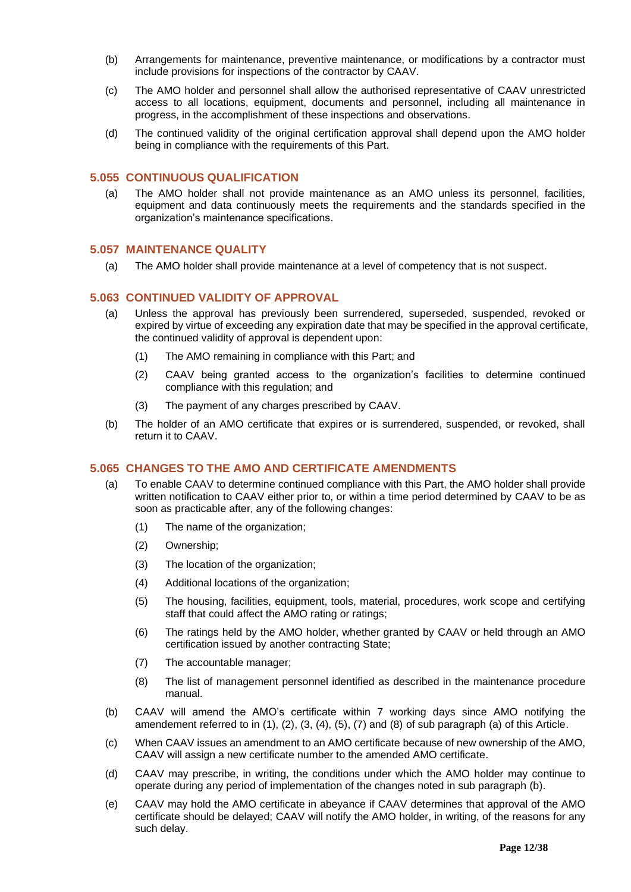(b) Arrangements for maintenance, preventive maintenance, or modifications by a contractor must include provisions for inspections of the contractor by CAAV.

(c) The AMO holder and personnel shall allow the authorised representative of CAAV unrestricted access to all locations, equipment, documents and personnel, including all maintenance in progress, in the accomplishment of these inspections and observations.

(d) The continued validity of the original certification approval shall depend upon the AMO holder being in compliance with the requirements of this Part.

### 5.055 CONTINUOUS QUALIFICATION

(a) The AMO holder shall not provide maintenance as an AMO unless its personnel, facilities, equipment and data continuously meets the requirements and the standards specified in the organization's maintenance specifications.

### 5.057 MAINTENANCE QUALITY

(a) The AMO holder shall provide maintenance at a level of competency that is not suspect.

### 5.063 CONTINUED VALIDITY OF APPROVAL

(a) Unless the approval has previously been surrendered, superseded, suspended, revoked or expired by virtue of exceeding any expiration date that may be specified in the approval certificate, the continued validity of approval is dependent upon:

 (1) The AMO remaining in compliance with this Part; and

 (2) CAAV being granted access to the organization's facilities to determine continued compliance with this regulation; and

 (3) The payment of any charges prescribed by CAAV.

(b) The holder of an AMO certificate that expires or is surrendered, suspended, or revoked, shall return it to CAAV.

### 5.065 CHANGES TO THE AMO AND CERTIFICATE AMENDMENTS

(a) To enable CAAV to determine continued compliance with this Part, the AMO holder shall provide written notification to CAAV either prior to, or within a time period determined by CAAV to be as soon as practicable after, any of the following changes:

 (1) The name of the organization;

 (2) Ownership;

 (3) The location of the organization;

 (4) Additional locations of the organization;

 (5) The housing, facilities, equipment, tools, material, procedures, work scope and certifying staff that could affect the AMO rating or ratings;

 (6) The ratings held by the AMO holder, whether granted by CAAV or held through an AMO certification issued by another contracting State;

 (7) The accountable manager;

 (8) The list of management personnel identified as described in the maintenance procedure manual.

(b) CAAV will amend the AMO's certificate within 7 working days since AMO notifying the amendement referred to in (1), (2), (3, (4), (5), (7) and (8) of sub paragraph (a) of this Article.

(c) When CAAV issues an amendment to an AMO certificate because of new ownership of the AMO, CAAV will assign a new certificate number to the amended AMO certificate.

(d) CAAV may prescribe, in writing, the conditions under which the AMO holder may continue to operate during any period of implementation of the changes noted in sub paragraph (b).

(e) CAAV may hold the AMO certificate in abeyance if CAAV determines that approval of the AMO certificate should be delayed; CAAV will notify the AMO holder, in writing, of the reasons for any such delay.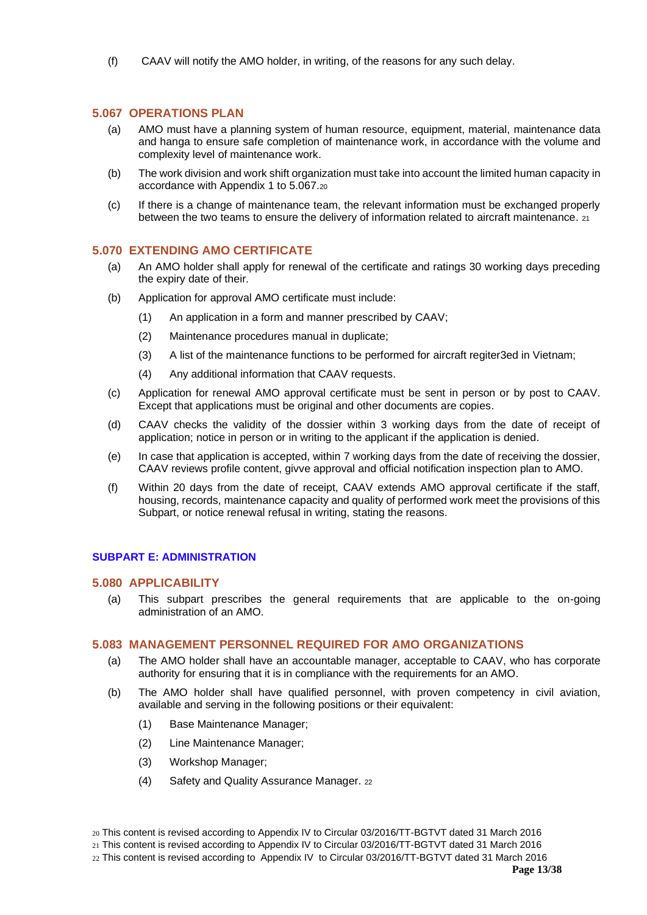(f) CAAV will notify the AMO holder, in writing, of the reasons for any such delay.

## 5.067 OPERATIONS PLAN

(a) AMO must have a planning system of human resource, equipment, material, maintenance data and hanga to ensure safe completion of maintenance work, in accordance with the volume and complexity level of maintenance work.

(b) The work division and work shift organization must take into account the limited human capacity in accordance with Appendix 1 to 5.067.[20]

(c) If there is a change of maintenance team, the relevant information must be exchanged properly between the two teams to ensure the delivery of information related to aircraft maintenance. [21]

## 5.070 EXTENDING AMO CERTIFICATE

(a) An AMO holder shall apply for renewal of the certificate and ratings 30 working days preceding the expiry date of their.

(b) Application for approval AMO certificate must include:

(1) An application in a form and manner prescribed by CAAV;

(2) Maintenance procedures manual in duplicate;

(3) A list of the maintenance functions to be performed for aircraft regiter3ed in Vietnam;

(4) Any additional information that CAAV requests.

(c) Application for renewal AMO approval certificate must be sent in person or by post to CAAV. Except that applications must be original and other documents are copies.

(d) CAAV checks the validity of the dossier within 3 working days from the date of receipt of application; notice in person or in writing to the applicant if the application is denied.

(e) In case that application is accepted, within 7 working days from the date of receiving the dossier, CAAV reviews profile content, givve approval and official notification inspection plan to AMO.

(f) Within 20 days from the date of receipt, CAAV extends AMO approval certificate if the staff, housing, records, maintenance capacity and quality of performed work meet the provisions of this Subpart, or notice renewal refusal in writing, stating the reasons.

# SUBPART E: ADMINISTRATION

## 5.080 APPLICABILITY

(a) This subpart prescribes the general requirements that are applicable to the on-going administration of an AMO.

## 5.083 MANAGEMENT PERSONNEL REQUIRED FOR AMO ORGANIZATIONS

(a) The AMO holder shall have an accountable manager, acceptable to CAAV, who has corporate authority for ensuring that it is in compliance with the requirements for an AMO.

(b) The AMO holder shall have qualified personnel, with proven competency in civil aviation, available and serving in the following positions or their equivalent:

(1) Base Maintenance Manager;

(2) Line Maintenance Manager;

(3) Workshop Manager;

(4) Safety and Quality Assurance Manager. [22]

---

[20] This content is revised according to Appendix IV to Circular 03/2016/TT-BGTVT dated 31 March 2016

[21] This content is revised according to Appendix IV to Circular 03/2016/TT-BGTVT dated 31 March 2016

[22] This content is revised according to Appendix IV to Circular 03/2016/TT-BGTVT dated 31 March 2016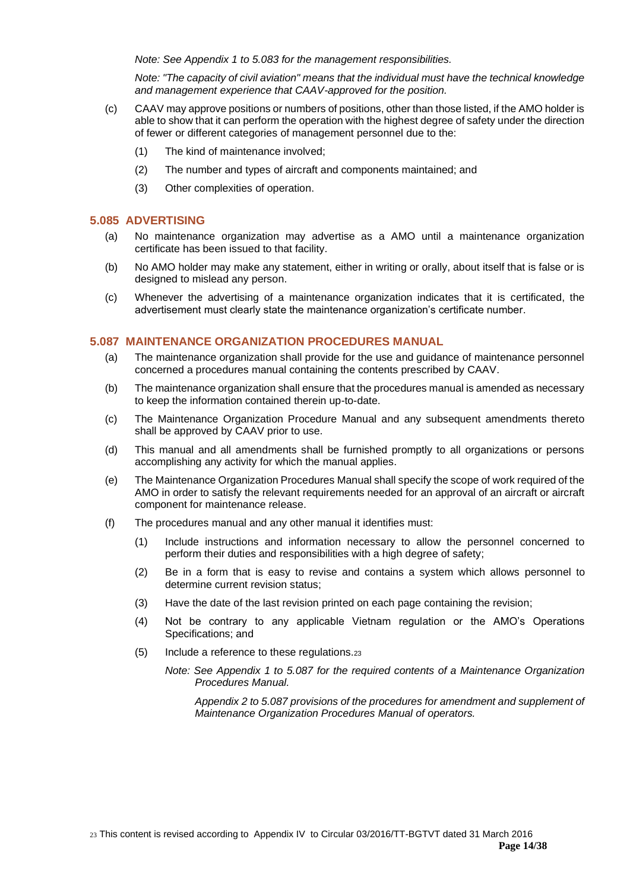*Note: See Appendix 1 to 5.083 for the management responsibilities.*

*Note: "The capacity of civil aviation" means that the individual must have the technical knowledge and management experience that CAAV-approved for the position.*

(c) CAAV may approve positions or numbers of positions, other than those listed, if the AMO holder is able to show that it can perform the operation with the highest degree of safety under the direction of fewer or different categories of management personnel due to the:

(1) The kind of maintenance involved;

(2) The number and types of aircraft and components maintained; and

(3) Other complexities of operation.

## 5.085 ADVERTISING

(a) No maintenance organization may advertise as a AMO until a maintenance organization certificate has been issued to that facility.

(b) No AMO holder may make any statement, either in writing or orally, about itself that is false or is designed to mislead any person.

(c) Whenever the advertising of a maintenance organization indicates that it is certificated, the advertisement must clearly state the maintenance organization's certificate number.

## 5.087 MAINTENANCE ORGANIZATION PROCEDURES MANUAL

(a) The maintenance organization shall provide for the use and guidance of maintenance personnel concerned a procedures manual containing the contents prescribed by CAAV.

(b) The maintenance organization shall ensure that the procedures manual is amended as necessary to keep the information contained therein up-to-date.

(c) The Maintenance Organization Procedure Manual and any subsequent amendments thereto shall be approved by CAAV prior to use.

(d) This manual and all amendments shall be furnished promptly to all organizations or persons accomplishing any activity for which the manual applies.

(e) The Maintenance Organization Procedures Manual shall specify the scope of work required of the AMO in order to satisfy the relevant requirements needed for an approval of an aircraft or aircraft component for maintenance release.

(f) The procedures manual and any other manual it identifies must:

(1) Include instructions and information necessary to allow the personnel concerned to perform their duties and responsibilities with a high degree of safety;

(2) Be in a form that is easy to revise and contains a system which allows personnel to determine current revision status;

(3) Have the date of the last revision printed on each page containing the revision;

(4) Not be contrary to any applicable Vietnam regulation or the AMO's Operations Specifications; and

(5) Include a reference to these regulations.[23]

*Note: See Appendix 1 to 5.087 for the required contents of a Maintenance Organization Procedures Manual.*

*Appendix 2 to 5.087 provisions of the procedures for amendment and supplement of Maintenance Organization Procedures Manual of operators.*

[23] This content is revised according to Appendix IV to Circular 03/2016/TT-BGTVT dated 31 March 2016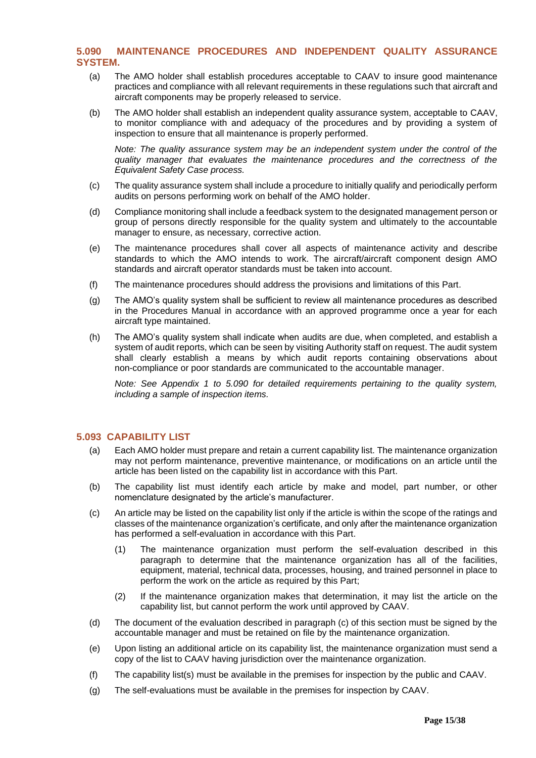### 5.090 MAINTENANCE PROCEDURES AND INDEPENDENT QUALITY ASSURANCE SYSTEM.

(a) The AMO holder shall establish procedures acceptable to CAAV to insure good maintenance practices and compliance with all relevant requirements in these regulations such that aircraft and aircraft components may be properly released to service.

(b) The AMO holder shall establish an independent quality assurance system, acceptable to CAAV, to monitor compliance with and adequacy of the procedures and by providing a system of inspection to ensure that all maintenance is properly performed.

*Note: The quality assurance system may be an independent system under the control of the quality manager that evaluates the maintenance procedures and the correctness of the Equivalent Safety Case process.*

(c) The quality assurance system shall include a procedure to initially qualify and periodically perform audits on persons performing work on behalf of the AMO holder.

(d) Compliance monitoring shall include a feedback system to the designated management person or group of persons directly responsible for the quality system and ultimately to the accountable manager to ensure, as necessary, corrective action.

(e) The maintenance procedures shall cover all aspects of maintenance activity and describe standards to which the AMO intends to work. The aircraft/aircraft component design AMO standards and aircraft operator standards must be taken into account.

(f) The maintenance procedures should address the provisions and limitations of this Part.

(g) The AMO's quality system shall be sufficient to review all maintenance procedures as described in the Procedures Manual in accordance with an approved programme once a year for each aircraft type maintained.

(h) The AMO's quality system shall indicate when audits are due, when completed, and establish a system of audit reports, which can be seen by visiting Authority staff on request. The audit system shall clearly establish a means by which audit reports containing observations about non-compliance or poor standards are communicated to the accountable manager.

*Note: See Appendix 1 to 5.090 for detailed requirements pertaining to the quality system, including a sample of inspection items.*

### 5.093 CAPABILITY LIST

(a) Each AMO holder must prepare and retain a current capability list. The maintenance organization may not perform maintenance, preventive maintenance, or modifications on an article until the article has been listed on the capability list in accordance with this Part.

(b) The capability list must identify each article by make and model, part number, or other nomenclature designated by the article's manufacturer.

(c) An article may be listed on the capability list only if the article is within the scope of the ratings and classes of the maintenance organization's certificate, and only after the maintenance organization has performed a self-evaluation in accordance with this Part.

  (1) The maintenance organization must perform the self-evaluation described in this paragraph to determine that the maintenance organization has all of the facilities, equipment, material, technical data, processes, housing, and trained personnel in place to perform the work on the article as required by this Part;

  (2) If the maintenance organization makes that determination, it may list the article on the capability list, but cannot perform the work until approved by CAAV.

(d) The document of the evaluation described in paragraph (c) of this section must be signed by the accountable manager and must be retained on file by the maintenance organization.

(e) Upon listing an additional article on its capability list, the maintenance organization must send a copy of the list to CAAV having jurisdiction over the maintenance organization.

(f) The capability list(s) must be available in the premises for inspection by the public and CAAV.

(g) The self-evaluations must be available in the premises for inspection by CAAV.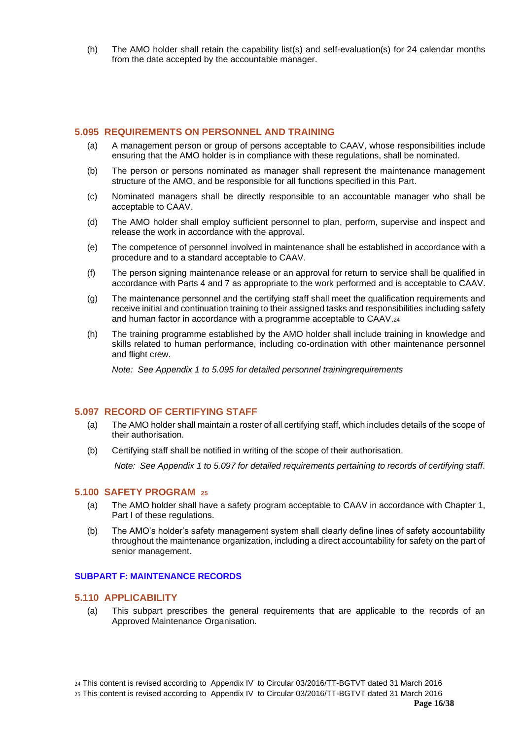(h) The AMO holder shall retain the capability list(s) and self-evaluation(s) for 24 calendar months from the date accepted by the accountable manager.

### 5.095 REQUIREMENTS ON PERSONNEL AND TRAINING

(a) A management person or group of persons acceptable to CAAV, whose responsibilities include ensuring that the AMO holder is in compliance with these regulations, shall be nominated.

(b) The person or persons nominated as manager shall represent the maintenance management structure of the AMO, and be responsible for all functions specified in this Part.

(c) Nominated managers shall be directly responsible to an accountable manager who shall be acceptable to CAAV.

(d) The AMO holder shall employ sufficient personnel to plan, perform, supervise and inspect and release the work in accordance with the approval.

(e) The competence of personnel involved in maintenance shall be established in accordance with a procedure and to a standard acceptable to CAAV.

(f) The person signing maintenance release or an approval for return to service shall be qualified in accordance with Parts 4 and 7 as appropriate to the work performed and is acceptable to CAAV.

(g) The maintenance personnel and the certifying staff shall meet the qualification requirements and receive initial and continuation training to their assigned tasks and responsibilities including safety and human factor in accordance with a programme acceptable to CAAV.[24]

(h) The training programme established by the AMO holder shall include training in knowledge and skills related to human performance, including co-ordination with other maintenance personnel and flight crew.

*Note: See Appendix 1 to 5.095 for detailed personnel trainingrequirements*

### 5.097 RECORD OF CERTIFYING STAFF

(a) The AMO holder shall maintain a roster of all certifying staff, which includes details of the scope of their authorisation.

(b) Certifying staff shall be notified in writing of the scope of their authorisation.

*Note: See Appendix 1 to 5.097 for detailed requirements pertaining to records of certifying staff.*

### 5.100 SAFETY PROGRAM [25]

(a) The AMO holder shall have a safety program acceptable to CAAV in accordance with Chapter 1, Part I of these regulations.

(b) The AMO's holder's safety management system shall clearly define lines of safety accountability throughout the maintenance organization, including a direct accountability for safety on the part of senior management.

## SUBPART F: MAINTENANCE RECORDS

### 5.110 APPLICABILITY

(a) This subpart prescribes the general requirements that are applicable to the records of an Approved Maintenance Organisation.

[24] This content is revised according to Appendix IV to Circular 03/2016/TT-BGTVT dated 31 March 2016

[25] This content is revised according to Appendix IV to Circular 03/2016/TT-BGTVT dated 31 March 2016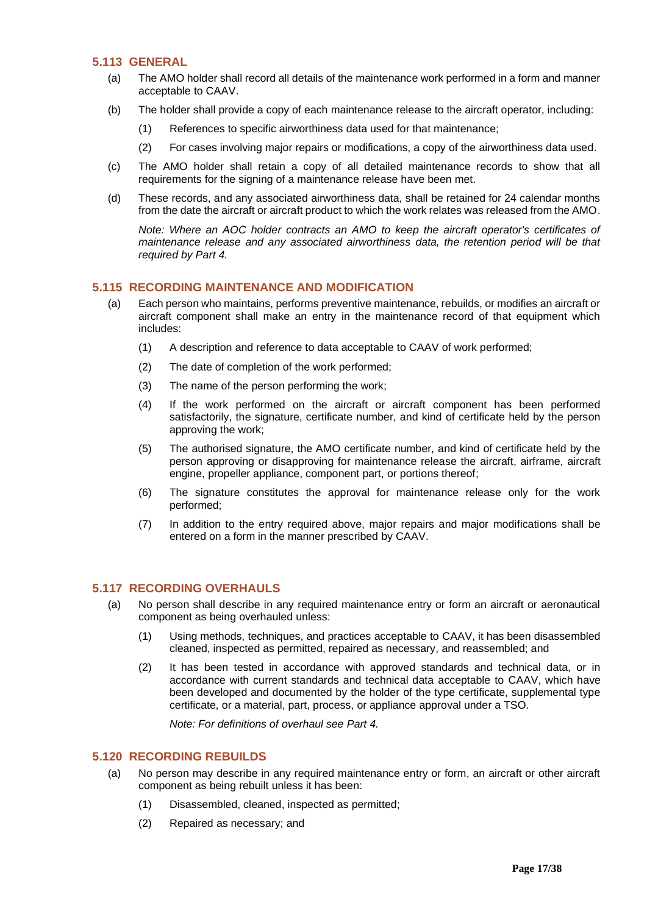### 5.113 GENERAL

(a) The AMO holder shall record all details of the maintenance work performed in a form and manner acceptable to CAAV.

(b) The holder shall provide a copy of each maintenance release to the aircraft operator, including:

(1) References to specific airworthiness data used for that maintenance;

(2) For cases involving major repairs or modifications, a copy of the airworthiness data used.

(c) The AMO holder shall retain a copy of all detailed maintenance records to show that all requirements for the signing of a maintenance release have been met.

(d) These records, and any associated airworthiness data, shall be retained for 24 calendar months from the date the aircraft or aircraft product to which the work relates was released from the AMO.

*Note: Where an AOC holder contracts an AMO to keep the aircraft operator's certificates of maintenance release and any associated airworthiness data, the retention period will be that required by Part 4.*

### 5.115 RECORDING MAINTENANCE AND MODIFICATION

(a) Each person who maintains, performs preventive maintenance, rebuilds, or modifies an aircraft or aircraft component shall make an entry in the maintenance record of that equipment which includes:

(1) A description and reference to data acceptable to CAAV of work performed;

(2) The date of completion of the work performed;

(3) The name of the person performing the work;

(4) If the work performed on the aircraft or aircraft component has been performed satisfactorily, the signature, certificate number, and kind of certificate held by the person approving the work;

(5) The authorised signature, the AMO certificate number, and kind of certificate held by the person approving or disapproving for maintenance release the aircraft, airframe, aircraft engine, propeller appliance, component part, or portions thereof;

(6) The signature constitutes the approval for maintenance release only for the work performed;

(7) In addition to the entry required above, major repairs and major modifications shall be entered on a form in the manner prescribed by CAAV.

### 5.117 RECORDING OVERHAULS

(a) No person shall describe in any required maintenance entry or form an aircraft or aeronautical component as being overhauled unless:

(1) Using methods, techniques, and practices acceptable to CAAV, it has been disassembled cleaned, inspected as permitted, repaired as necessary, and reassembled; and

(2) It has been tested in accordance with approved standards and technical data, or in accordance with current standards and technical data acceptable to CAAV, which have been developed and documented by the holder of the type certificate, supplemental type certificate, or a material, part, process, or appliance approval under a TSO.

*Note: For definitions of overhaul see Part 4.*

### 5.120 RECORDING REBUILDS

(a) No person may describe in any required maintenance entry or form, an aircraft or other aircraft component as being rebuilt unless it has been:

(1) Disassembled, cleaned, inspected as permitted;

(2) Repaired as necessary; and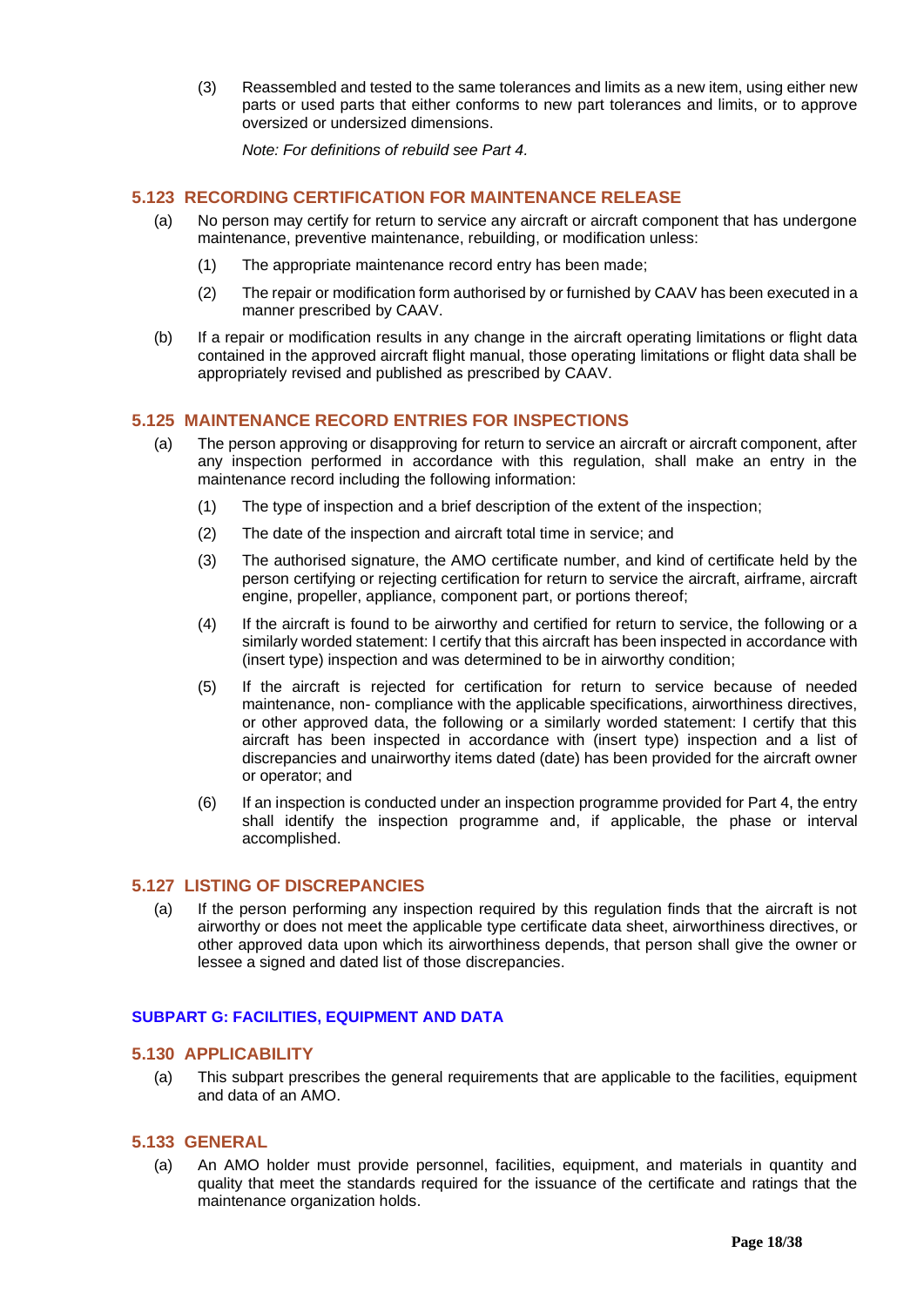(3) Reassembled and tested to the same tolerances and limits as a new item, using either new parts or used parts that either conforms to new part tolerances and limits, or to approve oversized or undersized dimensions.

*Note: For definitions of rebuild see Part 4.*

### 5.123 RECORDING CERTIFICATION FOR MAINTENANCE RELEASE

(a) No person may certify for return to service any aircraft or aircraft component that has undergone maintenance, preventive maintenance, rebuilding, or modification unless:

(1) The appropriate maintenance record entry has been made;

(2) The repair or modification form authorised by or furnished by CAAV has been executed in a manner prescribed by CAAV.

(b) If a repair or modification results in any change in the aircraft operating limitations or flight data contained in the approved aircraft flight manual, those operating limitations or flight data shall be appropriately revised and published as prescribed by CAAV.

### 5.125 MAINTENANCE RECORD ENTRIES FOR INSPECTIONS

(a) The person approving or disapproving for return to service an aircraft or aircraft component, after any inspection performed in accordance with this regulation, shall make an entry in the maintenance record including the following information:

(1) The type of inspection and a brief description of the extent of the inspection;

(2) The date of the inspection and aircraft total time in service; and

(3) The authorised signature, the AMO certificate number, and kind of certificate held by the person certifying or rejecting certification for return to service the aircraft, airframe, aircraft engine, propeller, appliance, component part, or portions thereof;

(4) If the aircraft is found to be airworthy and certified for return to service, the following or a similarly worded statement: I certify that this aircraft has been inspected in accordance with (insert type) inspection and was determined to be in airworthy condition;

(5) If the aircraft is rejected for certification for return to service because of needed maintenance, non- compliance with the applicable specifications, airworthiness directives, or other approved data, the following or a similarly worded statement: I certify that this aircraft has been inspected in accordance with (insert type) inspection and a list of discrepancies and unairworthy items dated (date) has been provided for the aircraft owner or operator; and

(6) If an inspection is conducted under an inspection programme provided for Part 4, the entry shall identify the inspection programme and, if applicable, the phase or interval accomplished.

### 5.127 LISTING OF DISCREPANCIES

(a) If the person performing any inspection required by this regulation finds that the aircraft is not airworthy or does not meet the applicable type certificate data sheet, airworthiness directives, or other approved data upon which its airworthiness depends, that person shall give the owner or lessee a signed and dated list of those discrepancies.

## SUBPART G: FACILITIES, EQUIPMENT AND DATA

### 5.130 APPLICABILITY

(a) This subpart prescribes the general requirements that are applicable to the facilities, equipment and data of an AMO.

### 5.133 GENERAL

(a) An AMO holder must provide personnel, facilities, equipment, and materials in quantity and quality that meet the standards required for the issuance of the certificate and ratings that the maintenance organization holds.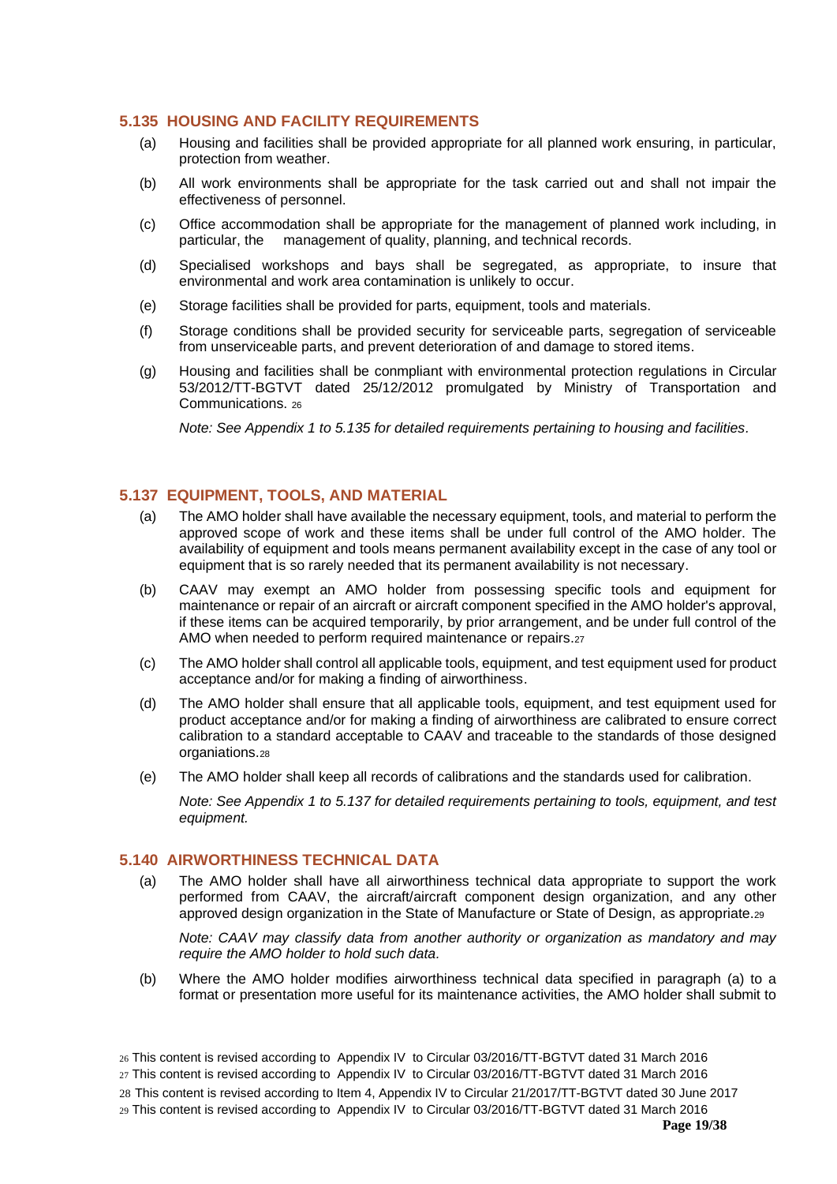### 5.135 HOUSING AND FACILITY REQUIREMENTS

(a) Housing and facilities shall be provided appropriate for all planned work ensuring, in particular, protection from weather.

(b) All work environments shall be appropriate for the task carried out and shall not impair the effectiveness of personnel.

(c) Office accommodation shall be appropriate for the management of planned work including, in particular, the management of quality, planning, and technical records.

(d) Specialised workshops and bays shall be segregated, as appropriate, to insure that environmental and work area contamination is unlikely to occur.

(e) Storage facilities shall be provided for parts, equipment, tools and materials.

(f) Storage conditions shall be provided security for serviceable parts, segregation of serviceable from unserviceable parts, and prevent deterioration of and damage to stored items.

(g) Housing and facilities shall be conmpliant with environmental protection regulations in Circular 53/2012/TT-BGTVT dated 25/12/2012 promulgated by Ministry of Transportation and Communications. [26]

*Note: See Appendix 1 to 5.135 for detailed requirements pertaining to housing and facilities.*

### 5.137 EQUIPMENT, TOOLS, AND MATERIAL

(a) The AMO holder shall have available the necessary equipment, tools, and material to perform the approved scope of work and these items shall be under full control of the AMO holder. The availability of equipment and tools means permanent availability except in the case of any tool or equipment that is so rarely needed that its permanent availability is not necessary.

(b) CAAV may exempt an AMO holder from possessing specific tools and equipment for maintenance or repair of an aircraft or aircraft component specified in the AMO holder's approval, if these items can be acquired temporarily, by prior arrangement, and be under full control of the AMO when needed to perform required maintenance or repairs.[27]

(c) The AMO holder shall control all applicable tools, equipment, and test equipment used for product acceptance and/or for making a finding of airworthiness.

(d) The AMO holder shall ensure that all applicable tools, equipment, and test equipment used for product acceptance and/or for making a finding of airworthiness are calibrated to ensure correct calibration to a standard acceptable to CAAV and traceable to the standards of those designed organiations.[28]

(e) The AMO holder shall keep all records of calibrations and the standards used for calibration.

*Note: See Appendix 1 to 5.137 for detailed requirements pertaining to tools, equipment, and test equipment.*

### 5.140 AIRWORTHINESS TECHNICAL DATA

(a) The AMO holder shall have all airworthiness technical data appropriate to support the work performed from CAAV, the aircraft/aircraft component design organization, and any other approved design organization in the State of Manufacture or State of Design, as appropriate.[29]

*Note: CAAV may classify data from another authority or organization as mandatory and may require the AMO holder to hold such data.*

(b) Where the AMO holder modifies airworthiness technical data specified in paragraph (a) to a format or presentation more useful for its maintenance activities, the AMO holder shall submit to

---

[26] This content is revised according to Appendix IV to Circular 03/2016/TT-BGTVT dated 31 March 2016

[27] This content is revised according to Appendix IV to Circular 03/2016/TT-BGTVT dated 31 March 2016

[28] This content is revised according to Item 4, Appendix IV to Circular 21/2017/TT-BGTVT dated 30 June 2017

[29] This content is revised according to Appendix IV to Circular 03/2016/TT-BGTVT dated 31 March 2016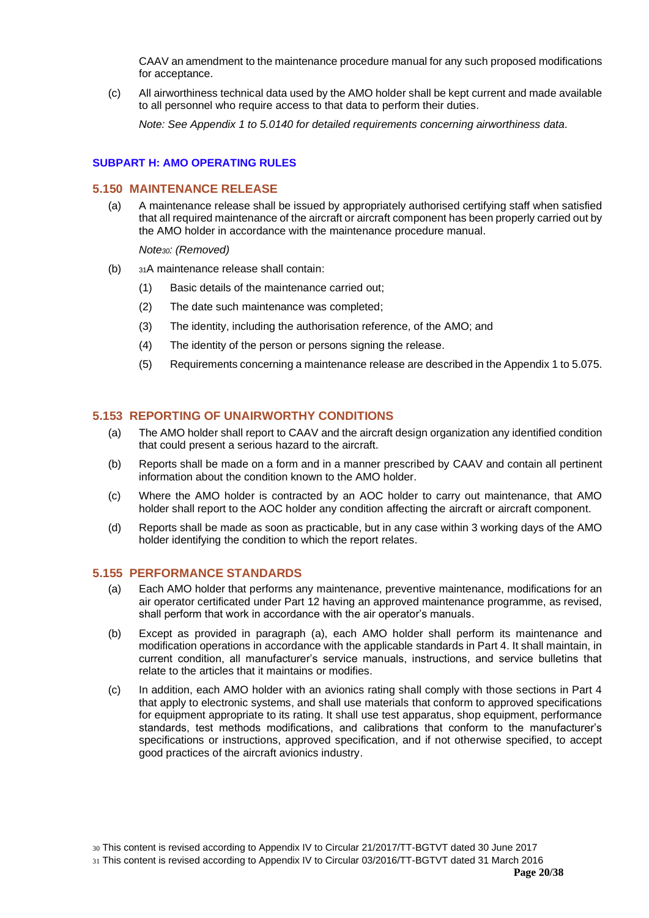CAAV an amendment to the maintenance procedure manual for any such proposed modifications for acceptance.

(c) All airworthiness technical data used by the AMO holder shall be kept current and made available to all personnel who require access to that data to perform their duties.

*Note: See Appendix 1 to 5.0140 for detailed requirements concerning airworthiness data.*

#### SUBPART H: AMO OPERATING RULES

### 5.150 MAINTENANCE RELEASE

(a) A maintenance release shall be issued by appropriately authorised certifying staff when satisfied that all required maintenance of the aircraft or aircraft component has been properly carried out by the AMO holder in accordance with the maintenance procedure manual.

*Note[30]: (Removed)*

(b) [31]A maintenance release shall contain:

(1) Basic details of the maintenance carried out;

(2) The date such maintenance was completed;

(3) The identity, including the authorisation reference, of the AMO; and

(4) The identity of the person or persons signing the release.

(5) Requirements concerning a maintenance release are described in the Appendix 1 to 5.075.

### 5.153 REPORTING OF UNAIRWORTHY CONDITIONS

(a) The AMO holder shall report to CAAV and the aircraft design organization any identified condition that could present a serious hazard to the aircraft.

(b) Reports shall be made on a form and in a manner prescribed by CAAV and contain all pertinent information about the condition known to the AMO holder.

(c) Where the AMO holder is contracted by an AOC holder to carry out maintenance, that AMO holder shall report to the AOC holder any condition affecting the aircraft or aircraft component.

(d) Reports shall be made as soon as practicable, but in any case within 3 working days of the AMO holder identifying the condition to which the report relates.

### 5.155 PERFORMANCE STANDARDS

(a) Each AMO holder that performs any maintenance, preventive maintenance, modifications for an air operator certificated under Part 12 having an approved maintenance programme, as revised, shall perform that work in accordance with the air operator's manuals.

(b) Except as provided in paragraph (a), each AMO holder shall perform its maintenance and modification operations in accordance with the applicable standards in Part 4. It shall maintain, in current condition, all manufacturer's service manuals, instructions, and service bulletins that relate to the articles that it maintains or modifies.

(c) In addition, each AMO holder with an avionics rating shall comply with those sections in Part 4 that apply to electronic systems, and shall use materials that conform to approved specifications for equipment appropriate to its rating. It shall use test apparatus, shop equipment, performance standards, test methods modifications, and calibrations that conform to the manufacturer's specifications or instructions, approved specification, and if not otherwise specified, to accept good practices of the aircraft avionics industry.

[30] This content is revised according to Appendix IV to Circular 21/2017/TT-BGTVT dated 30 June 2017

[31] This content is revised according to Appendix IV to Circular 03/2016/TT-BGTVT dated 31 March 2016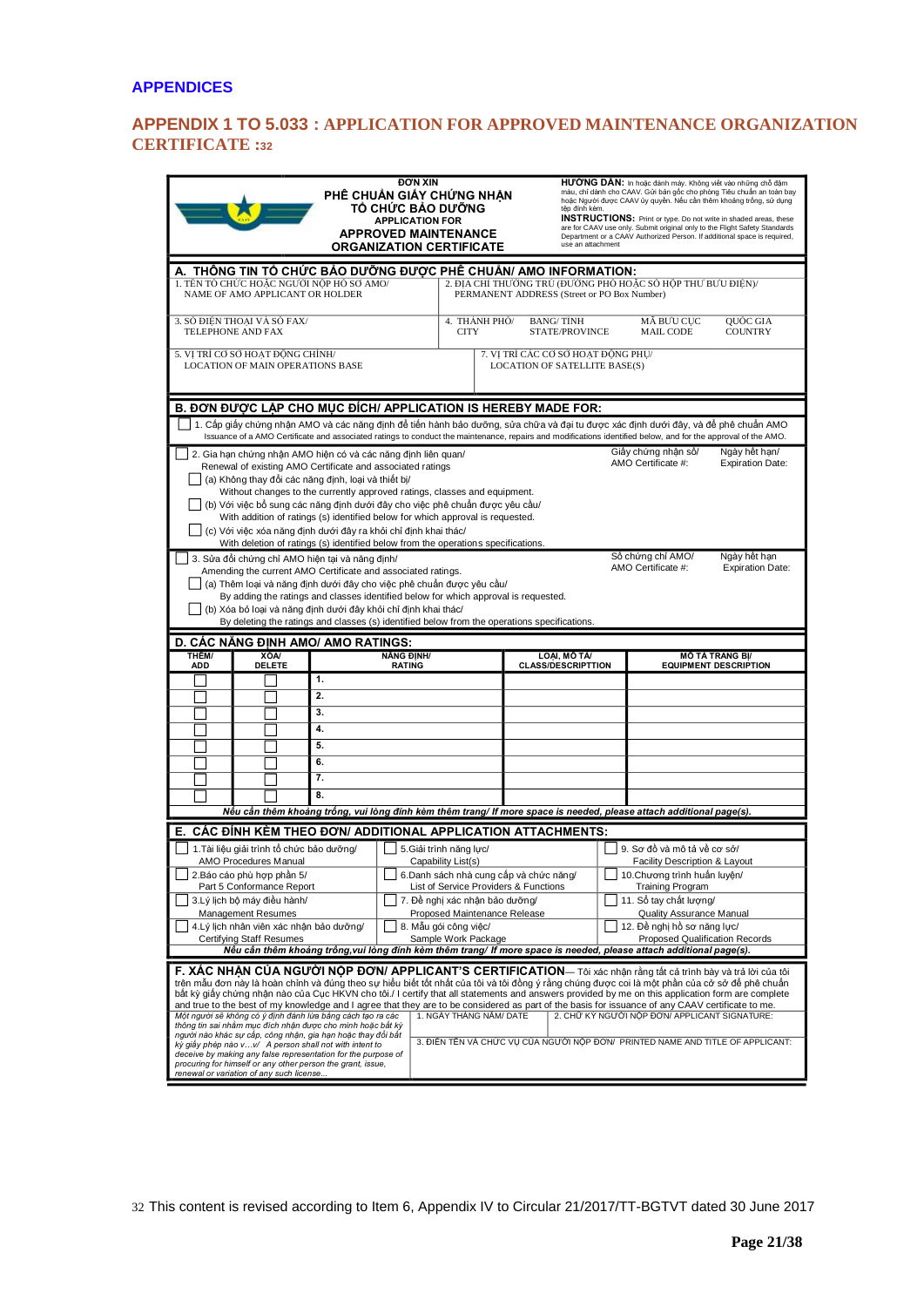# APPENDICES

## APPENDIX 1 TO 5.033 : APPLICATION FOR APPROVED MAINTENANCE ORGANIZATION CERTIFICATE :32

**ĐƠN XIN PHÊ CHUẨN GIẤY CHỨNG NHẬN TỔ CHỨC BẢO DƯỠNG**
**APPLICATION FOR APPROVED MAINTENANCE ORGANIZATION CERTIFICATE**

**HƯỚNG DẪN:** In hoặc đánh máy. Không viết vào những chỗ đậm màu, chỉ dành cho CAAV. Gửi bản gốc cho phòng Tiêu chuẩn an toàn bay hoặc Người được CAAV ủy quyền. Nếu cần thêm khoảng trống, sử dụng tệp đính kèm.
**INSTRUCTIONS:** Print or type. Do not write in shaded areas, these are for CAAV use only. Submit original only to the Flight Safety Standards Department or a CAAV Authorized Person. If additional space is required, use an attachment

### A. THÔNG TIN TỔ CHỨC BẢO DƯỠNG ĐƯỢC PHÊ CHUẨN/ AMO INFORMATION:

| 1. TÊN TỔ CHỨC HOẶC NGƯỜI NỘP HỒ SƠ AMO/ NAME OF AMO APPLICANT OR HOLDER | 2. ĐỊA CHỈ THƯỜNG TRÚ (ĐƯỜNG PHỐ HOẶC SỐ HỘP THƯ BƯU ĐIỆN)/ PERMANENT ADDRESS (Street or PO Box Number) | | | |
|---|---|---|---|---|
| 3. SỐ ĐIỆN THOẠI VÀ SỐ FAX/ TELEPHONE AND FAX | 4. THÀNH PHỐ/ CITY | BANG/ TỈNH STATE/PROVINCE | MÃ BƯU CỤC MAIL CODE | QUỐC GIA COUNTRY |
| 5. VỊ TRÍ CƠ SỞ HOẠT ĐỘNG CHÍNH/ LOCATION OF MAIN OPERATIONS BASE | 7. VỊ TRÍ CÁC CƠ SỞ HOẠT ĐỘNG PHỤ/ LOCATION OF SATELLITE BASE(S) | | | |

### B. ĐƠN ĐƯỢC LẬP CHO MỤC ĐÍCH/ APPLICATION IS HEREBY MADE FOR:

☐ 1. Cấp giấy chứng nhận AMO và các năng định liên quan để tiến hành bảo dưỡng, sửa chữa và đại tu được xác định dưới đây, và để phê chuẩn AMO
Issuance of a AMO Certificate and associated ratings to conduct the maintenance, repairs and modifications identified below, and for the approval of the AMO.

☐ 2. Gia hạn chứng nhận AMO hiện có và các năng định liên quan/
Renewal of existing AMO Certificate and associated ratings — Giấy chứng nhận số/ AMO Certificate #: — Ngày hết hạn/ Expiration Date:
- ☐ (a) Không thay đổi các năng định, loại và thiết bị/
  Without changes to the currently approved ratings, classes and equipment.
- ☐ (b) Với việc bổ sung các năng định dưới đây cho việc phê chuẩn được yêu cầu/
  With addition of ratings (s) identified below for which approval is requested.
- ☐ (c) Với việc xóa năng định dưới đây ra khỏi chỉ định khai thác/
  With deletion of ratings (s) identified below from the operations specifications.

☐ 3. Sửa đổi chứng chỉ AMO hiện tại và năng định/
Amending the current AMO Certificate and associated ratings. — Số chứng chỉ AMO/ AMO Certificate #: — Ngày hết hạn/ Expiration Date:
- ☐ (a) Thêm loại và năng định dưới đây cho việc phê chuẩn được yêu cầu/
  By adding the ratings and classes identified below for which approval is requested.
- ☐ (b) Xóa bỏ loại và năng định dưới đây khỏi chỉ định khai thác/
  By deleting the ratings and classes (s) identified below from the operations specifications.

### D. CÁC NĂNG ĐỊNH AMO/ AMO RATINGS:

| THÊM/ ADD | XÓA/ DELETE | NĂNG ĐỊNH/ RATING | LOẠI, MÔ TẢ/ CLASS/DESCRIPTTION | MÔ TẢ TRANG BỊ/ EQUIPMENT DESCRIPTION |
|---|---|---|---|---|
| ☐ | ☐ | 1. | | |
| ☐ | ☐ | 2. | | |
| ☐ | ☐ | 3. | | |
| ☐ | ☐ | 4. | | |
| ☐ | ☐ | 5. | | |
| ☐ | ☐ | 6. | | |
| ☐ | ☐ | 7. | | |
| ☐ | ☐ | 8. | | |

***Nếu cần thêm khoảng trống, vui lòng đính kèm thêm trang/ If more space is needed, please attach additional page(s).***

### E. CÁC ĐÍNH KÈM THEO ĐƠN/ ADDITIONAL APPLICATION ATTACHMENTS:

| | | |
|---|---|---|
| ☐ 1.Tài liệu giải trình tổ chức bảo dưỡng/ AMO Procedures Manual | ☐ 5.Giải trình năng lực/ Capability List(s) | ☐ 9. Sơ đồ và mô tả về cơ sở/ Facility Description & Layout |
| ☐ 2.Báo cáo phù hợp phần 5/ Part 5 Conformance Report | ☐ 6.Danh sách nhà cung cấp và chức năng/ List of Service Providers & Functions | ☐ 10.Chương trình huấn luyện/ Training Program |
| ☐ 3.Lý lịch bộ máy điều hành/ Management Resumes | ☐ 7. Đề nghị xác nhận bảo dưỡng/ Proposed Maintenance Release | ☐ 11. Sổ tay chất lượng/ Quality Assurance Manual |
| ☐ 4.Lý lịch nhân viên xác nhận bảo dưỡng/ Certifying Staff Resumes | ☐ 8. Mẫu gói công việc/ Sample Work Package | ☐ 12. Đề nghị hồ sơ năng lực/ Proposed Qualification Records |

***Nếu cần thêm khoảng trống,vui lòng đính kèm thêm trang/ If more space is needed, please attach additional page(s).***

### F. XÁC NHẬN CỦA NGƯỜI NỘP ĐƠN/ APPLICANT'S CERTIFICATION

— Tôi xác nhận rằng tất cả trình bày và trả lời của tôi trên mẫu đơn này là hoàn chỉnh và đúng theo sự hiểu biết tốt nhất của tôi và tôi đồng ý rằng chúng được coi là một phần của cơ sở để phê chuẩn bất kỳ giấy chứng nhận nào của Cục HKVN cho tôi./ I certify that all statements and answers provided by me on this application form are complete and true to the best of my knowledge and I agree that they are to be considered as part of the basis for issuance of any CAAV certificate to me.

| *Một người sẽ không có ý định đánh lừa bằng cách tạo ra các thông tin sai nhằm mục đích nhận được cho mình hoặc bất kỳ người nào khác sự cấp, công nhận, gia hạn hoặc thay đổi bất kỳ giấy phép nào v…v/ A person shall not with intent to deceive by making any false representation for the purpose of procuring for himself or any other person the grant, issue, renewal or variation of any such license...* | 1. NGÀY THÁNG NĂM/ DATE | 2. CHỮ KÝ NGƯỜI NỘP ĐƠN/ APPLICANT SIGNATURE: |
|---|---|---|
| | 3. ĐIỀN TÊN VÀ CHỨC VỤ CỦA NGƯỜI NỘP ĐƠN/ PRINTED NAME AND TITLE OF APPLICANT: | |

32 This content is revised according to Item 6, Appendix IV to Circular 21/2017/TT-BGTVT dated 30 June 2017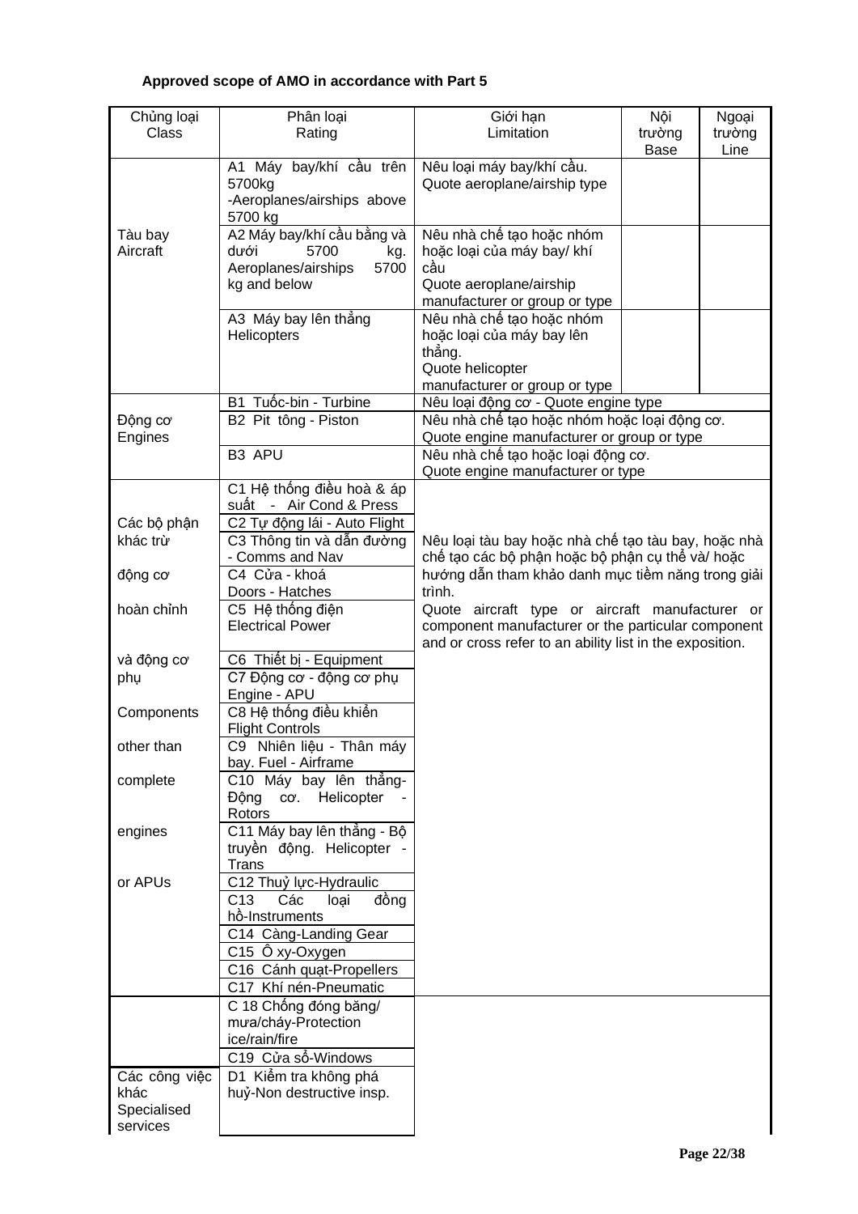**Approved scope of AMO in accordance with Part 5**

| Chủng loại<br>Class | Phân loại<br>Rating | Giới hạn<br>Limitation | Nội trường<br>Base | Ngoại trường<br>Line |
|---|---|---|---|---|
| Tàu bay<br>Aircraft | A1 Máy bay/khí cầu trên 5700kg<br>-Aeroplanes/airships above 5700 kg | Nêu loại máy bay/khí cầu.<br>Quote aeroplane/airship type | | |
| | A2 Máy bay/khí cầu bằng và dưới 5700 kg. Aeroplanes/airships 5700 kg and below | Nêu nhà chế tạo hoặc nhóm hoặc loại của máy bay/ khí cầu<br>Quote aeroplane/airship manufacturer or group or type | | |
| | A3 Máy bay lên thẳng<br>Helicopters | Nêu nhà chế tạo hoặc nhóm hoặc loại của máy bay lên thẳng.<br>Quote helicopter manufacturer or group or type | | |
| Động cơ<br>Engines | B1 Tuốc-bin - Turbine | Nêu loại động cơ - Quote engine type | | |
| | B2 Pit tông - Piston | Nêu nhà chế tạo hoặc nhóm hoặc loại động cơ.<br>Quote engine manufacturer or group or type | | |
| | B3 APU | Nêu nhà chế tạo hoặc loại động cơ.<br>Quote engine manufacturer or type | | |
| Các bộ phận khác trừ động cơ hoàn chỉnh và động cơ phụ<br>Components other than complete engines or APUs | C1 Hệ thống điều hoà & áp suất - Air Cond & Press | Nêu loại tàu bay hoặc nhà chế tạo tàu bay, hoặc nhà chế tạo các bộ phận hoặc bộ phận cụ thể và/ hoặc hướng dẫn tham khảo danh mục tiềm năng trong giải trình.<br>Quote aircraft type or aircraft manufacturer or component manufacturer or the particular component and or cross refer to an ability list in the exposition. | | |
| | C2 Tự động lái - Auto Flight | | | |
| | C3 Thông tin và dẫn đường - Comms and Nav | | | |
| | C4 Cửa - khoá<br>Doors - Hatches | | | |
| | C5 Hệ thống điện<br>Electrical Power | | | |
| | C6 Thiết bị - Equipment | | | |
| | C7 Động cơ - động cơ phụ<br>Engine - APU | | | |
| | C8 Hệ thống điều khiển<br>Flight Controls | | | |
| | C9 Nhiên liệu - Thân máy bay. Fuel - Airframe | | | |
| | C10 Máy bay lên thẳng-Động cơ. Helicopter - Rotors | | | |
| | C11 Máy bay lên thẳng - Bộ truyền động. Helicopter - Trans | | | |
| | C12 Thuỷ lực-Hydraulic | | | |
| | C13 Các loại đồng hồ-Instruments | | | |
| | C14 Càng-Landing Gear | | | |
| | C15 Ô xy-Oxygen | | | |
| | C16 Cánh quạt-Propellers | | | |
| | C17 Khí nén-Pneumatic | | | |
| | C 18 Chống đóng băng/ mưa/cháy-Protection ice/rain/fire | | | |
| | C19 Cửa sổ-Windows | | | |
| Các công việc khác<br>Specialised services | D1 Kiểm tra không phá huỷ-Non destructive insp. | | | |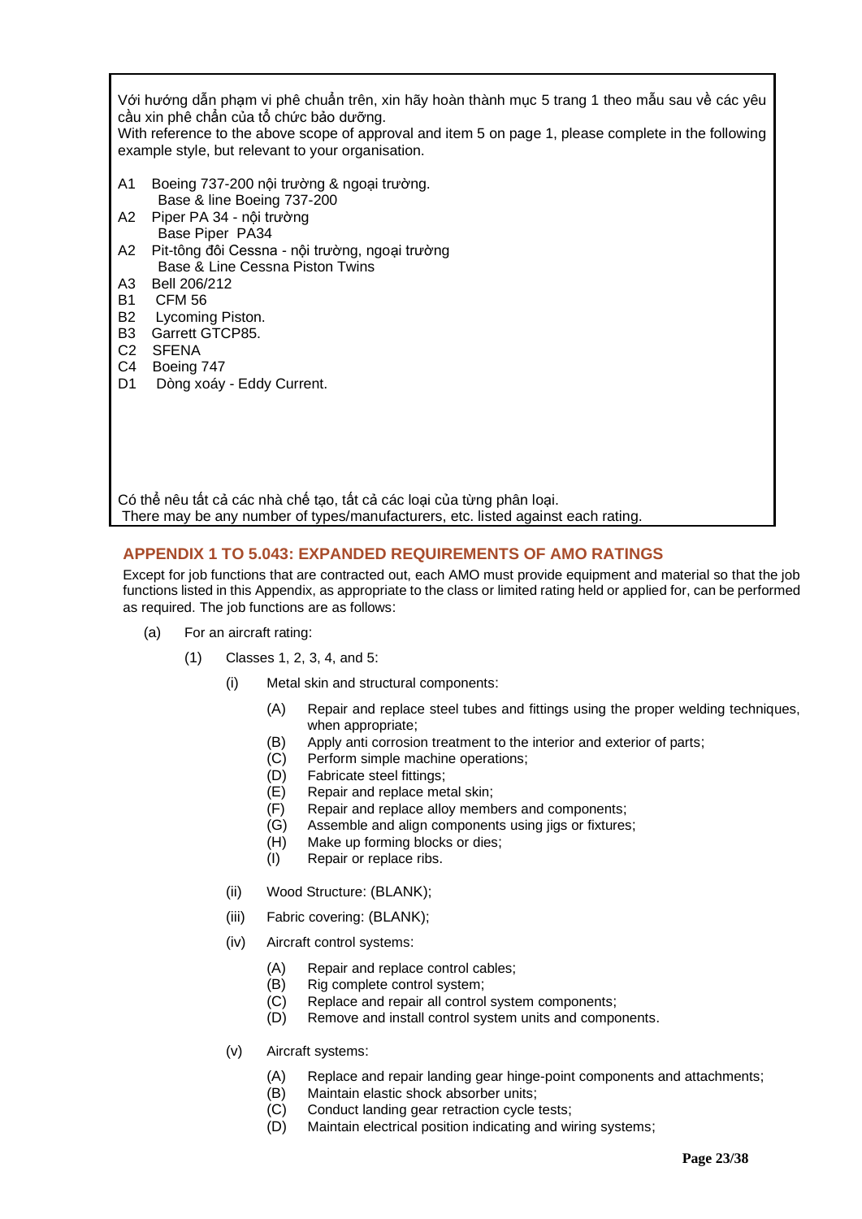Với hướng dẫn phạm vi phê chuẩn trên, xin hãy hoàn thành mục 5 trang 1 theo mẫu sau về các yêu cầu xin phê chẩn của tổ chức bảo dưỡng.
With reference to the above scope of approval and item 5 on page 1, please complete in the following example style, but relevant to your organisation.

A1 Boeing 737-200 nội trường & ngoại trường.
Base & line Boeing 737-200
A2 Piper PA 34 - nội trường
Base Piper PA34
A2 Pit-tông đôi Cessna - nội trường, ngoại trường
Base & Line Cessna Piston Twins
A3 Bell 206/212
B1 CFM 56
B2 Lycoming Piston.
B3 Garrett GTCP85.
C2 SFENA
C4 Boeing 747
D1 Dòng xoáy - Eddy Current.

Có thể nêu tất cả các nhà chế tạo, tất cả các loại của từng phân loại.
There may be any number of types/manufacturers, etc. listed against each rating.

## APPENDIX 1 TO 5.043: EXPANDED REQUIREMENTS OF AMO RATINGS

Except for job functions that are contracted out, each AMO must provide equipment and material so that the job functions listed in this Appendix, as appropriate to the class or limited rating held or applied for, can be performed as required. The job functions are as follows:

(a) For an aircraft rating:

(1) Classes 1, 2, 3, 4, and 5:

(i) Metal skin and structural components:

(A) Repair and replace steel tubes and fittings using the proper welding techniques, when appropriate;
(B) Apply anti corrosion treatment to the interior and exterior of parts;
(C) Perform simple machine operations;
(D) Fabricate steel fittings;
(E) Repair and replace metal skin;
(F) Repair and replace alloy members and components;
(G) Assemble and align components using jigs or fixtures;
(H) Make up forming blocks or dies;
(I) Repair or replace ribs.

(ii) Wood Structure: (BLANK);

(iii) Fabric covering: (BLANK);

(iv) Aircraft control systems:

(A) Repair and replace control cables;
(B) Rig complete control system;
(C) Replace and repair all control system components;
(D) Remove and install control system units and components.

(v) Aircraft systems:

(A) Replace and repair landing gear hinge-point components and attachments;
(B) Maintain elastic shock absorber units;
(C) Conduct landing gear retraction cycle tests;
(D) Maintain electrical position indicating and wiring systems;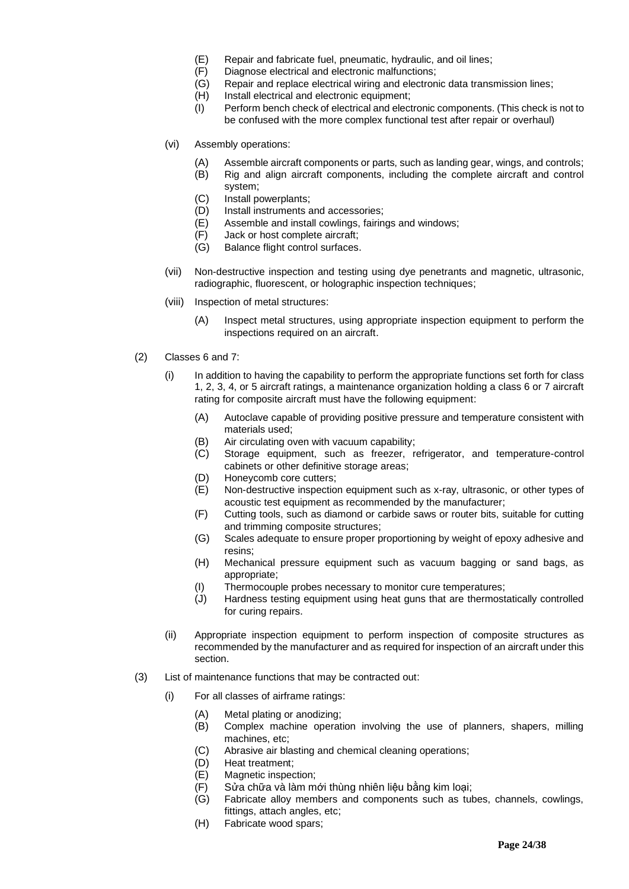- (E) Repair and fabricate fuel, pneumatic, hydraulic, and oil lines;
- (F) Diagnose electrical and electronic malfunctions;
- (G) Repair and replace electrical wiring and electronic data transmission lines;
- (H) Install electrical and electronic equipment;
- (I) Perform bench check of electrical and electronic components. (This check is not to be confused with the more complex functional test after repair or overhaul)

(vi) Assembly operations:

- (A) Assemble aircraft components or parts, such as landing gear, wings, and controls;
- (B) Rig and align aircraft components, including the complete aircraft and control system;
- (C) Install powerplants;
- (D) Install instruments and accessories;
- (E) Assemble and install cowlings, fairings and windows;
- (F) Jack or host complete aircraft;
- (G) Balance flight control surfaces.

(vii) Non-destructive inspection and testing using dye penetrants and magnetic, ultrasonic, radiographic, fluorescent, or holographic inspection techniques;

(viii) Inspection of metal structures:

- (A) Inspect metal structures, using appropriate inspection equipment to perform the inspections required on an aircraft.

(2) Classes 6 and 7:

(i) In addition to having the capability to perform the appropriate functions set forth for class 1, 2, 3, 4, or 5 aircraft ratings, a maintenance organization holding a class 6 or 7 aircraft rating for composite aircraft must have the following equipment:

- (A) Autoclave capable of providing positive pressure and temperature consistent with materials used;
- (B) Air circulating oven with vacuum capability;
- (C) Storage equipment, such as freezer, refrigerator, and temperature-control cabinets or other definitive storage areas;
- (D) Honeycomb core cutters;
- (E) Non-destructive inspection equipment such as x-ray, ultrasonic, or other types of acoustic test equipment as recommended by the manufacturer;
- (F) Cutting tools, such as diamond or carbide saws or router bits, suitable for cutting and trimming composite structures;
- (G) Scales adequate to ensure proper proportioning by weight of epoxy adhesive and resins;
- (H) Mechanical pressure equipment such as vacuum bagging or sand bags, as appropriate;
- (I) Thermocouple probes necessary to monitor cure temperatures;
- (J) Hardness testing equipment using heat guns that are thermostatically controlled for curing repairs.

(ii) Appropriate inspection equipment to perform inspection of composite structures as recommended by the manufacturer and as required for inspection of an aircraft under this section.

(3) List of maintenance functions that may be contracted out:

(i) For all classes of airframe ratings:

- (A) Metal plating or anodizing;
- (B) Complex machine operation involving the use of planners, shapers, milling machines, etc;
- (C) Abrasive air blasting and chemical cleaning operations;
- (D) Heat treatment;
- (E) Magnetic inspection;
- (F) Sửa chữa và làm mới thùng nhiên liệu bằng kim loại;
- (G) Fabricate alloy members and components such as tubes, channels, cowlings, fittings, attach angles, etc;
- (H) Fabricate wood spars;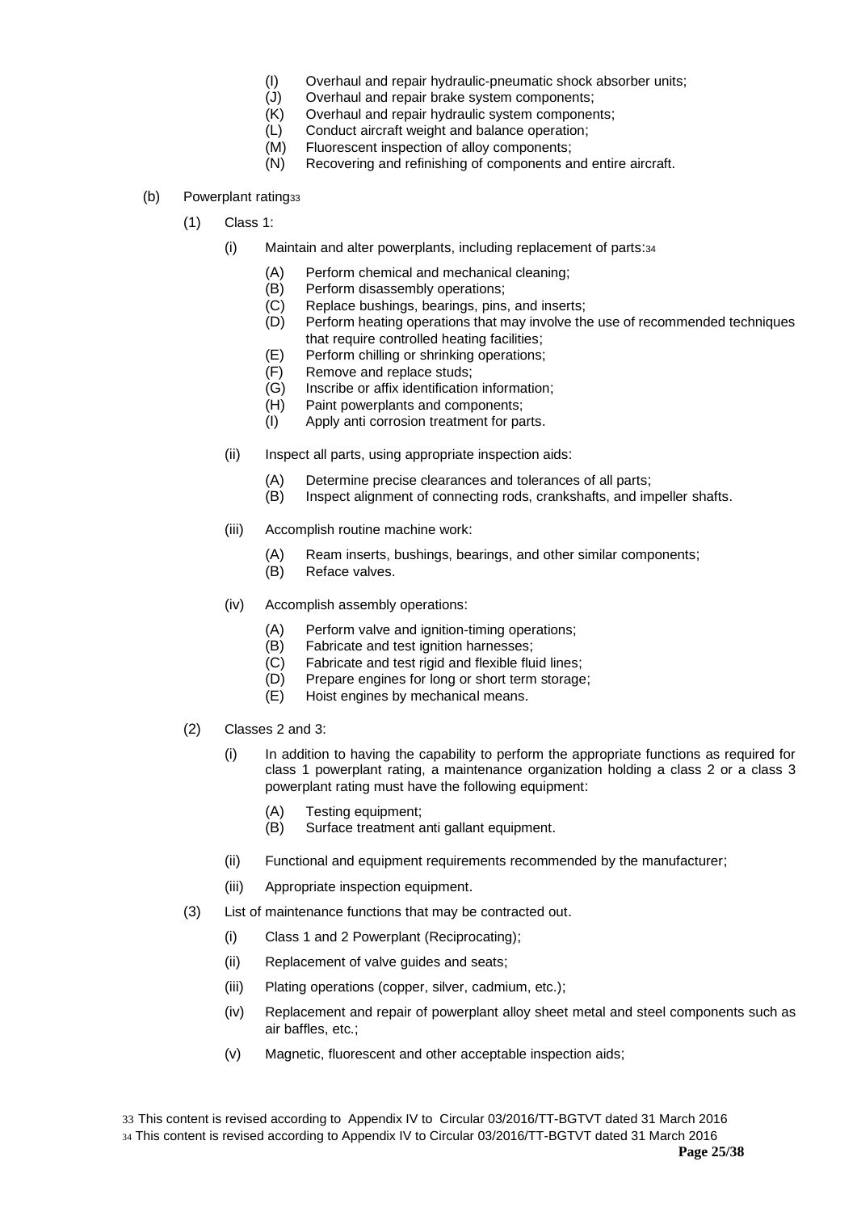- (I) Overhaul and repair hydraulic-pneumatic shock absorber units;
- (J) Overhaul and repair brake system components;
- (K) Overhaul and repair hydraulic system components;
- (L) Conduct aircraft weight and balance operation;
- (M) Fluorescent inspection of alloy components;
- (N) Recovering and refinishing of components and entire aircraft.

(b) Powerplant rating[33]

(1) Class 1:

(i) Maintain and alter powerplants, including replacement of parts:[34]

- (A) Perform chemical and mechanical cleaning;
- (B) Perform disassembly operations;
- (C) Replace bushings, bearings, pins, and inserts;
- (D) Perform heating operations that may involve the use of recommended techniques that require controlled heating facilities;
- (E) Perform chilling or shrinking operations;
- (F) Remove and replace studs;
- (G) Inscribe or affix identification information;
- (H) Paint powerplants and components;
- (I) Apply anti corrosion treatment for parts.

(ii) Inspect all parts, using appropriate inspection aids:

- (A) Determine precise clearances and tolerances of all parts;
- (B) Inspect alignment of connecting rods, crankshafts, and impeller shafts.

(iii) Accomplish routine machine work:

- (A) Ream inserts, bushings, bearings, and other similar components;
- (B) Reface valves.

(iv) Accomplish assembly operations:

- (A) Perform valve and ignition-timing operations;
- (B) Fabricate and test ignition harnesses;
- (C) Fabricate and test rigid and flexible fluid lines;
- (D) Prepare engines for long or short term storage;
- (E) Hoist engines by mechanical means.

(2) Classes 2 and 3:

(i) In addition to having the capability to perform the appropriate functions as required for class 1 powerplant rating, a maintenance organization holding a class 2 or a class 3 powerplant rating must have the following equipment:

- (A) Testing equipment;
- (B) Surface treatment anti gallant equipment.

(ii) Functional and equipment requirements recommended by the manufacturer;

(iii) Appropriate inspection equipment.

(3) List of maintenance functions that may be contracted out.

(i) Class 1 and 2 Powerplant (Reciprocating);

(ii) Replacement of valve guides and seats;

(iii) Plating operations (copper, silver, cadmium, etc.);

(iv) Replacement and repair of powerplant alloy sheet metal and steel components such as air baffles, etc.;

(v) Magnetic, fluorescent and other acceptable inspection aids;

[33] This content is revised according to Appendix IV to Circular 03/2016/TT-BGTVT dated 31 March 2016

[34] This content is revised according to Appendix IV to Circular 03/2016/TT-BGTVT dated 31 March 2016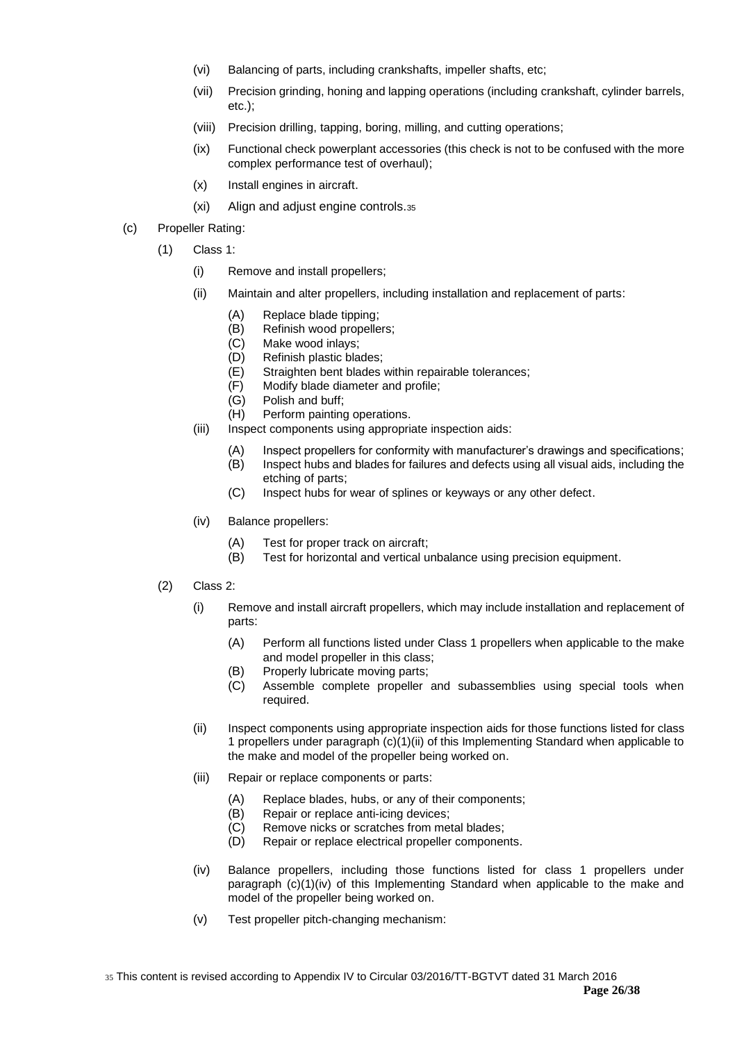(vi) Balancing of parts, including crankshafts, impeller shafts, etc;

(vii) Precision grinding, honing and lapping operations (including crankshaft, cylinder barrels, etc.);

(viii) Precision drilling, tapping, boring, milling, and cutting operations;

(ix) Functional check powerplant accessories (this check is not to be confused with the more complex performance test of overhaul);

(x) Install engines in aircraft.

(xi) Align and adjust engine controls.[35]

(c) Propeller Rating:

(1) Class 1:

(i) Remove and install propellers;

(ii) Maintain and alter propellers, including installation and replacement of parts:

(A) Replace blade tipping;
(B) Refinish wood propellers;
(C) Make wood inlays;
(D) Refinish plastic blades;
(E) Straighten bent blades within repairable tolerances;
(F) Modify blade diameter and profile;
(G) Polish and buff;
(H) Perform painting operations.

(iii) Inspect components using appropriate inspection aids:

(A) Inspect propellers for conformity with manufacturer's drawings and specifications;
(B) Inspect hubs and blades for failures and defects using all visual aids, including the etching of parts;
(C) Inspect hubs for wear of splines or keyways or any other defect.

(iv) Balance propellers:

(A) Test for proper track on aircraft;
(B) Test for horizontal and vertical unbalance using precision equipment.

(2) Class 2:

(i) Remove and install aircraft propellers, which may include installation and replacement of parts:

(A) Perform all functions listed under Class 1 propellers when applicable to the make and model propeller in this class;
(B) Properly lubricate moving parts;
(C) Assemble complete propeller and subassemblies using special tools when required.

(ii) Inspect components using appropriate inspection aids for those functions listed for class 1 propellers under paragraph (c)(1)(ii) of this Implementing Standard when applicable to the make and model of the propeller being worked on.

(iii) Repair or replace components or parts:

(A) Replace blades, hubs, or any of their components;
(B) Repair or replace anti-icing devices;
(C) Remove nicks or scratches from metal blades;
(D) Repair or replace electrical propeller components.

(iv) Balance propellers, including those functions listed for class 1 propellers under paragraph (c)(1)(iv) of this Implementing Standard when applicable to the make and model of the propeller being worked on.

(v) Test propeller pitch-changing mechanism:

[35] This content is revised according to Appendix IV to Circular 03/2016/TT-BGTVT dated 31 March 2016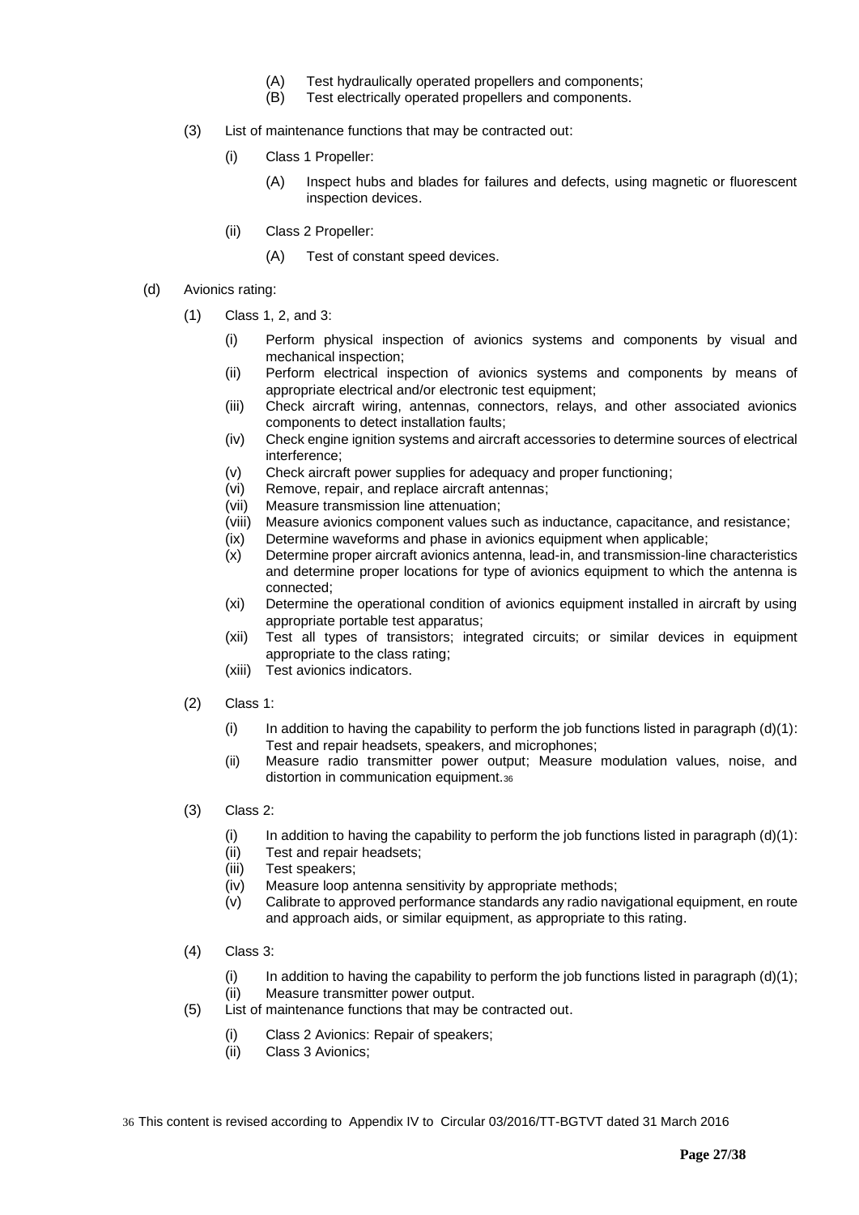(A) Test hydraulically operated propellers and components;
(B) Test electrically operated propellers and components.

(3) List of maintenance functions that may be contracted out:

(i) Class 1 Propeller:

(A) Inspect hubs and blades for failures and defects, using magnetic or fluorescent inspection devices.

(ii) Class 2 Propeller:

(A) Test of constant speed devices.

(d) Avionics rating:

(1) Class 1, 2, and 3:

(i) Perform physical inspection of avionics systems and components by visual and mechanical inspection;
(ii) Perform electrical inspection of avionics systems and components by means of appropriate electrical and/or electronic test equipment;
(iii) Check aircraft wiring, antennas, connectors, relays, and other associated avionics components to detect installation faults;
(iv) Check engine ignition systems and aircraft accessories to determine sources of electrical interference;
(v) Check aircraft power supplies for adequacy and proper functioning;
(vi) Remove, repair, and replace aircraft antennas;
(vii) Measure transmission line attenuation;
(viii) Measure avionics component values such as inductance, capacitance, and resistance;
(ix) Determine waveforms and phase in avionics equipment when applicable;
(x) Determine proper aircraft avionics antenna, lead-in, and transmission-line characteristics and determine proper locations for type of avionics equipment to which the antenna is connected;
(xi) Determine the operational condition of avionics equipment installed in aircraft by using appropriate portable test apparatus;
(xii) Test all types of transistors; integrated circuits; or similar devices in equipment appropriate to the class rating;
(xiii) Test avionics indicators.

(2) Class 1:

(i) In addition to having the capability to perform the job functions listed in paragraph (d)(1): Test and repair headsets, speakers, and microphones;
(ii) Measure radio transmitter power output; Measure modulation values, noise, and distortion in communication equipment.[36]

(3) Class 2:

(i) In addition to having the capability to perform the job functions listed in paragraph (d)(1):
(ii) Test and repair headsets;
(iii) Test speakers;
(iv) Measure loop antenna sensitivity by appropriate methods;
(v) Calibrate to approved performance standards any radio navigational equipment, en route and approach aids, or similar equipment, as appropriate to this rating.

(4) Class 3:

(i) In addition to having the capability to perform the job functions listed in paragraph (d)(1);
(ii) Measure transmitter power output.

(5) List of maintenance functions that may be contracted out.

(i) Class 2 Avionics: Repair of speakers;
(ii) Class 3 Avionics;

[36] This content is revised according to Appendix IV to Circular 03/2016/TT-BGTVT dated 31 March 2016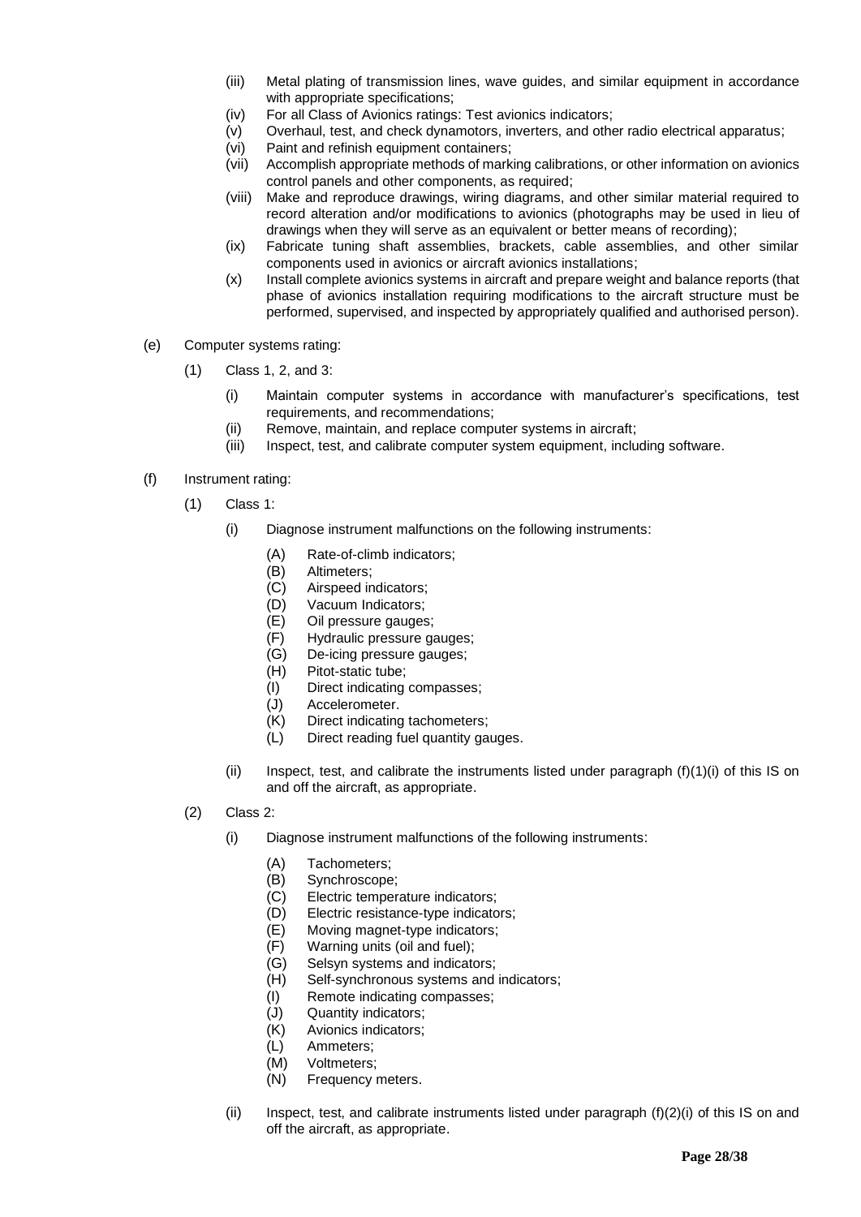(iii) Metal plating of transmission lines, wave guides, and similar equipment in accordance with appropriate specifications;

(iv) For all Class of Avionics ratings: Test avionics indicators;

(v) Overhaul, test, and check dynamotors, inverters, and other radio electrical apparatus;

(vi) Paint and refinish equipment containers;

(vii) Accomplish appropriate methods of marking calibrations, or other information on avionics control panels and other components, as required;

(viii) Make and reproduce drawings, wiring diagrams, and other similar material required to record alteration and/or modifications to avionics (photographs may be used in lieu of drawings when they will serve as an equivalent or better means of recording);

(ix) Fabricate tuning shaft assemblies, brackets, cable assemblies, and other similar components used in avionics or aircraft avionics installations;

(x) Install complete avionics systems in aircraft and prepare weight and balance reports (that phase of avionics installation requiring modifications to the aircraft structure must be performed, supervised, and inspected by appropriately qualified and authorised person).

(e) Computer systems rating:

(1) Class 1, 2, and 3:

(i) Maintain computer systems in accordance with manufacturer's specifications, test requirements, and recommendations;

(ii) Remove, maintain, and replace computer systems in aircraft;

(iii) Inspect, test, and calibrate computer system equipment, including software.

(f) Instrument rating:

(1) Class 1:

(i) Diagnose instrument malfunctions on the following instruments:

(A) Rate-of-climb indicators;
(B) Altimeters;
(C) Airspeed indicators;
(D) Vacuum Indicators;
(E) Oil pressure gauges;
(F) Hydraulic pressure gauges;
(G) De-icing pressure gauges;
(H) Pitot-static tube;
(I) Direct indicating compasses;
(J) Accelerometer.
(K) Direct indicating tachometers;
(L) Direct reading fuel quantity gauges.

(ii) Inspect, test, and calibrate the instruments listed under paragraph (f)(1)(i) of this IS on and off the aircraft, as appropriate.

(2) Class 2:

(i) Diagnose instrument malfunctions of the following instruments:

(A) Tachometers;
(B) Synchroscope;
(C) Electric temperature indicators;
(D) Electric resistance-type indicators;
(E) Moving magnet-type indicators;
(F) Warning units (oil and fuel);
(G) Selsyn systems and indicators;
(H) Self-synchronous systems and indicators;
(I) Remote indicating compasses;
(J) Quantity indicators;
(K) Avionics indicators;
(L) Ammeters;
(M) Voltmeters;
(N) Frequency meters.

(ii) Inspect, test, and calibrate instruments listed under paragraph (f)(2)(i) of this IS on and off the aircraft, as appropriate.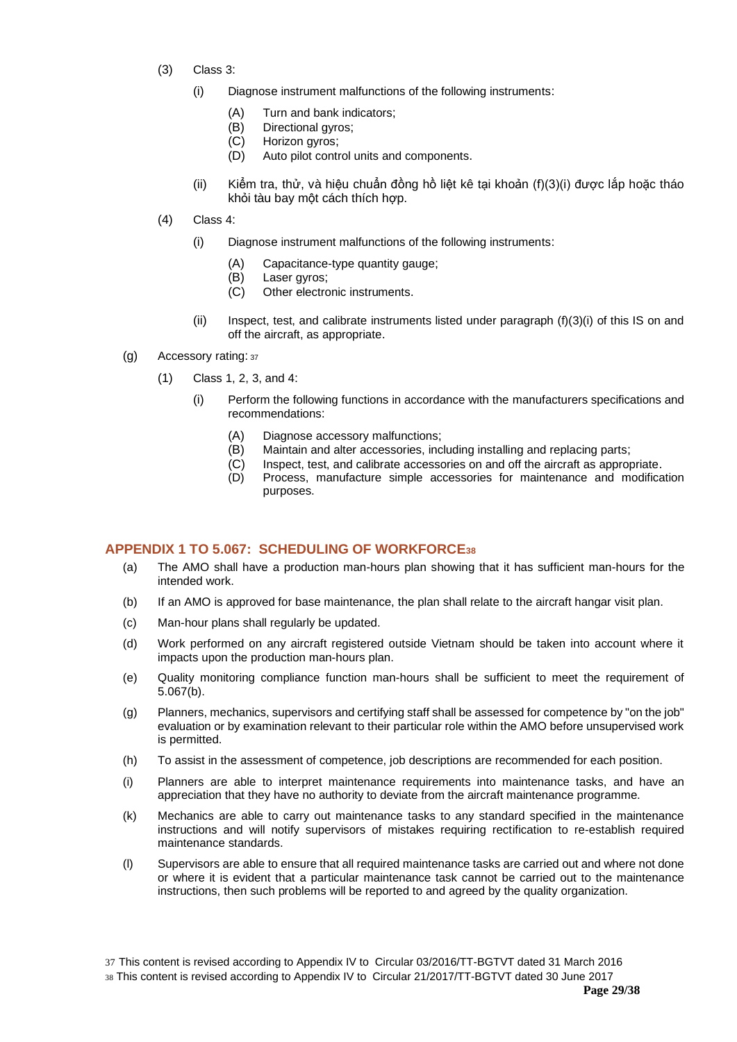(3) Class 3:

(i) Diagnose instrument malfunctions of the following instruments:

(A) Turn and bank indicators;
(B) Directional gyros;
(C) Horizon gyros;
(D) Auto pilot control units and components.

(ii) Kiểm tra, thử, và hiệu chuẩn đồng hồ liệt kê tại khoản (f)(3)(i) được lắp hoặc tháo khỏi tàu bay một cách thích hợp.

(4) Class 4:

(i) Diagnose instrument malfunctions of the following instruments:

(A) Capacitance-type quantity gauge;
(B) Laser gyros;
(C) Other electronic instruments.

(ii) Inspect, test, and calibrate instruments listed under paragraph (f)(3)(i) of this IS on and off the aircraft, as appropriate.

(g) Accessory rating: [37]

(1) Class 1, 2, 3, and 4:

(i) Perform the following functions in accordance with the manufacturers specifications and recommendations:

(A) Diagnose accessory malfunctions;
(B) Maintain and alter accessories, including installing and replacing parts;
(C) Inspect, test, and calibrate accessories on and off the aircraft as appropriate.
(D) Process, manufacture simple accessories for maintenance and modification purposes.

## APPENDIX 1 TO 5.067: SCHEDULING OF WORKFORCE[38]

(a) The AMO shall have a production man-hours plan showing that it has sufficient man-hours for the intended work.

(b) If an AMO is approved for base maintenance, the plan shall relate to the aircraft hangar visit plan.

(c) Man-hour plans shall regularly be updated.

(d) Work performed on any aircraft registered outside Vietnam should be taken into account where it impacts upon the production man-hours plan.

(e) Quality monitoring compliance function man-hours shall be sufficient to meet the requirement of 5.067(b).

(g) Planners, mechanics, supervisors and certifying staff shall be assessed for competence by "on the job" evaluation or by examination relevant to their particular role within the AMO before unsupervised work is permitted.

(h) To assist in the assessment of competence, job descriptions are recommended for each position.

(i) Planners are able to interpret maintenance requirements into maintenance tasks, and have an appreciation that they have no authority to deviate from the aircraft maintenance programme.

(k) Mechanics are able to carry out maintenance tasks to any standard specified in the maintenance instructions and will notify supervisors of mistakes requiring rectification to re-establish required maintenance standards.

(l) Supervisors are able to ensure that all required maintenance tasks are carried out and where not done or where it is evident that a particular maintenance task cannot be carried out to the maintenance instructions, then such problems will be reported to and agreed by the quality organization.

[37] This content is revised according to Appendix IV to Circular 03/2016/TT-BGTVT dated 31 March 2016
[38] This content is revised according to Appendix IV to Circular 21/2017/TT-BGTVT dated 30 June 2017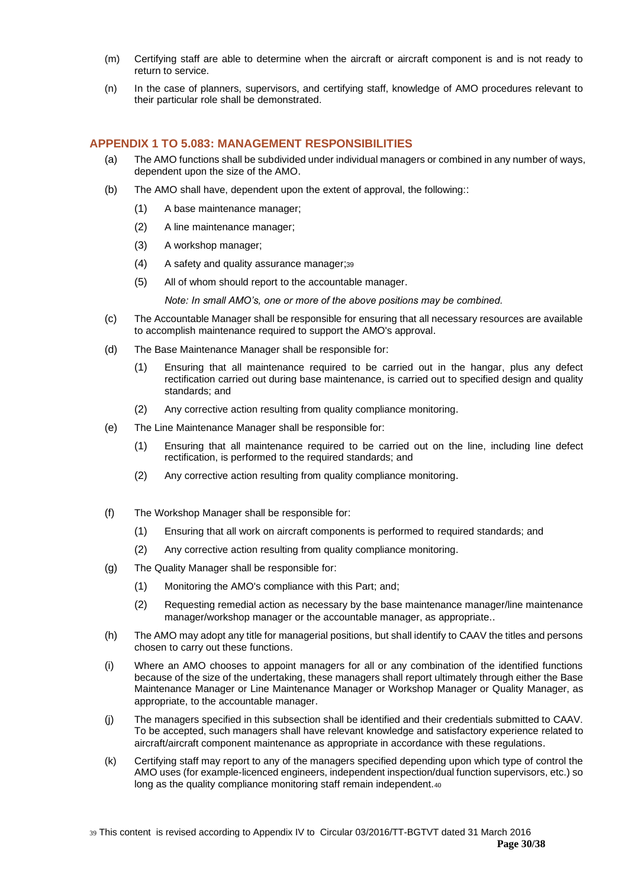(m) Certifying staff are able to determine when the aircraft or aircraft component is and is not ready to return to service.

(n) In the case of planners, supervisors, and certifying staff, knowledge of AMO procedures relevant to their particular role shall be demonstrated.

## APPENDIX 1 TO 5.083: MANAGEMENT RESPONSIBILITIES

(a) The AMO functions shall be subdivided under individual managers or combined in any number of ways, dependent upon the size of the AMO.

(b) The AMO shall have, dependent upon the extent of approval, the following::

(1) A base maintenance manager;

(2) A line maintenance manager;

(3) A workshop manager;

(4) A safety and quality assurance manager;[39]

(5) All of whom should report to the accountable manager.

*Note: In small AMO's, one or more of the above positions may be combined.*

(c) The Accountable Manager shall be responsible for ensuring that all necessary resources are available to accomplish maintenance required to support the AMO's approval.

(d) The Base Maintenance Manager shall be responsible for:

(1) Ensuring that all maintenance required to be carried out in the hangar, plus any defect rectification carried out during base maintenance, is carried out to specified design and quality standards; and

(2) Any corrective action resulting from quality compliance monitoring.

(e) The Line Maintenance Manager shall be responsible for:

(1) Ensuring that all maintenance required to be carried out on the line, including line defect rectification, is performed to the required standards; and

(2) Any corrective action resulting from quality compliance monitoring.

(f) The Workshop Manager shall be responsible for:

(1) Ensuring that all work on aircraft components is performed to required standards; and

(2) Any corrective action resulting from quality compliance monitoring.

(g) The Quality Manager shall be responsible for:

(1) Monitoring the AMO's compliance with this Part; and;

(2) Requesting remedial action as necessary by the base maintenance manager/line maintenance manager/workshop manager or the accountable manager, as appropriate..

(h) The AMO may adopt any title for managerial positions, but shall identify to CAAV the titles and persons chosen to carry out these functions.

(i) Where an AMO chooses to appoint managers for all or any combination of the identified functions because of the size of the undertaking, these managers shall report ultimately through either the Base Maintenance Manager or Line Maintenance Manager or Workshop Manager or Quality Manager, as appropriate, to the accountable manager.

(j) The managers specified in this subsection shall be identified and their credentials submitted to CAAV. To be accepted, such managers shall have relevant knowledge and satisfactory experience related to aircraft/aircraft component maintenance as appropriate in accordance with these regulations.

(k) Certifying staff may report to any of the managers specified depending upon which type of control the AMO uses (for example-licenced engineers, independent inspection/dual function supervisors, etc.) so long as the quality compliance monitoring staff remain independent.[40]

[39] This content is revised according to Appendix IV to Circular 03/2016/TT-BGTVT dated 31 March 2016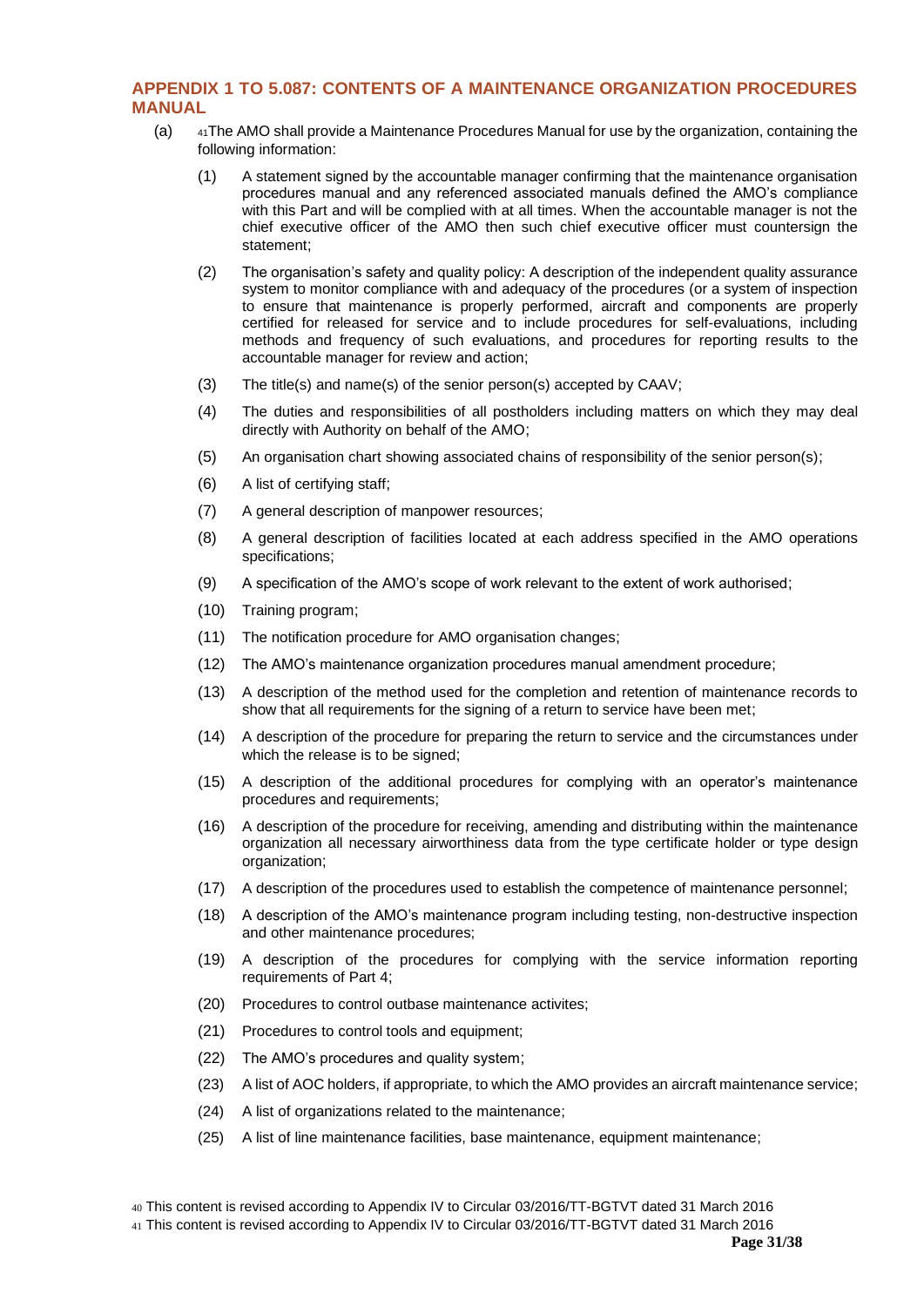## APPENDIX 1 TO 5.087: CONTENTS OF A MAINTENANCE ORGANIZATION PROCEDURES MANUAL

(a) [41]The AMO shall provide a Maintenance Procedures Manual for use by the organization, containing the following information:

(1) A statement signed by the accountable manager confirming that the maintenance organisation procedures manual and any referenced associated manuals defined the AMO's compliance with this Part and will be complied with at all times. When the accountable manager is not the chief executive officer of the AMO then such chief executive officer must countersign the statement;

(2) The organisation's safety and quality policy: A description of the independent quality assurance system to monitor compliance with and adequacy of the procedures (or a system of inspection to ensure that maintenance is properly performed, aircraft and components are properly certified for released for service and to include procedures for self-evaluations, including methods and frequency of such evaluations, and procedures for reporting results to the accountable manager for review and action;

(3) The title(s) and name(s) of the senior person(s) accepted by CAAV;

(4) The duties and responsibilities of all postholders including matters on which they may deal directly with Authority on behalf of the AMO;

(5) An organisation chart showing associated chains of responsibility of the senior person(s);

(6) A list of certifying staff;

(7) A general description of manpower resources;

(8) A general description of facilities located at each address specified in the AMO operations specifications;

(9) A specification of the AMO's scope of work relevant to the extent of work authorised;

(10) Training program;

(11) The notification procedure for AMO organisation changes;

(12) The AMO's maintenance organization procedures manual amendment procedure;

(13) A description of the method used for the completion and retention of maintenance records to show that all requirements for the signing of a return to service have been met;

(14) A description of the procedure for preparing the return to service and the circumstances under which the release is to be signed;

(15) A description of the additional procedures for complying with an operator's maintenance procedures and requirements;

(16) A description of the procedure for receiving, amending and distributing within the maintenance organization all necessary airworthiness data from the type certificate holder or type design organization;

(17) A description of the procedures used to establish the competence of maintenance personnel;

(18) A description of the AMO's maintenance program including testing, non-destructive inspection and other maintenance procedures;

(19) A description of the procedures for complying with the service information reporting requirements of Part 4;

(20) Procedures to control outbase maintenance activites;

(21) Procedures to control tools and equipment;

(22) The AMO's procedures and quality system;

(23) A list of AOC holders, if appropriate, to which the AMO provides an aircraft maintenance service;

(24) A list of organizations related to the maintenance;

(25) A list of line maintenance facilities, base maintenance, equipment maintenance;

---

[40] This content is revised according to Appendix IV to Circular 03/2016/TT-BGTVT dated 31 March 2016

[41] This content is revised according to Appendix IV to Circular 03/2016/TT-BGTVT dated 31 March 2016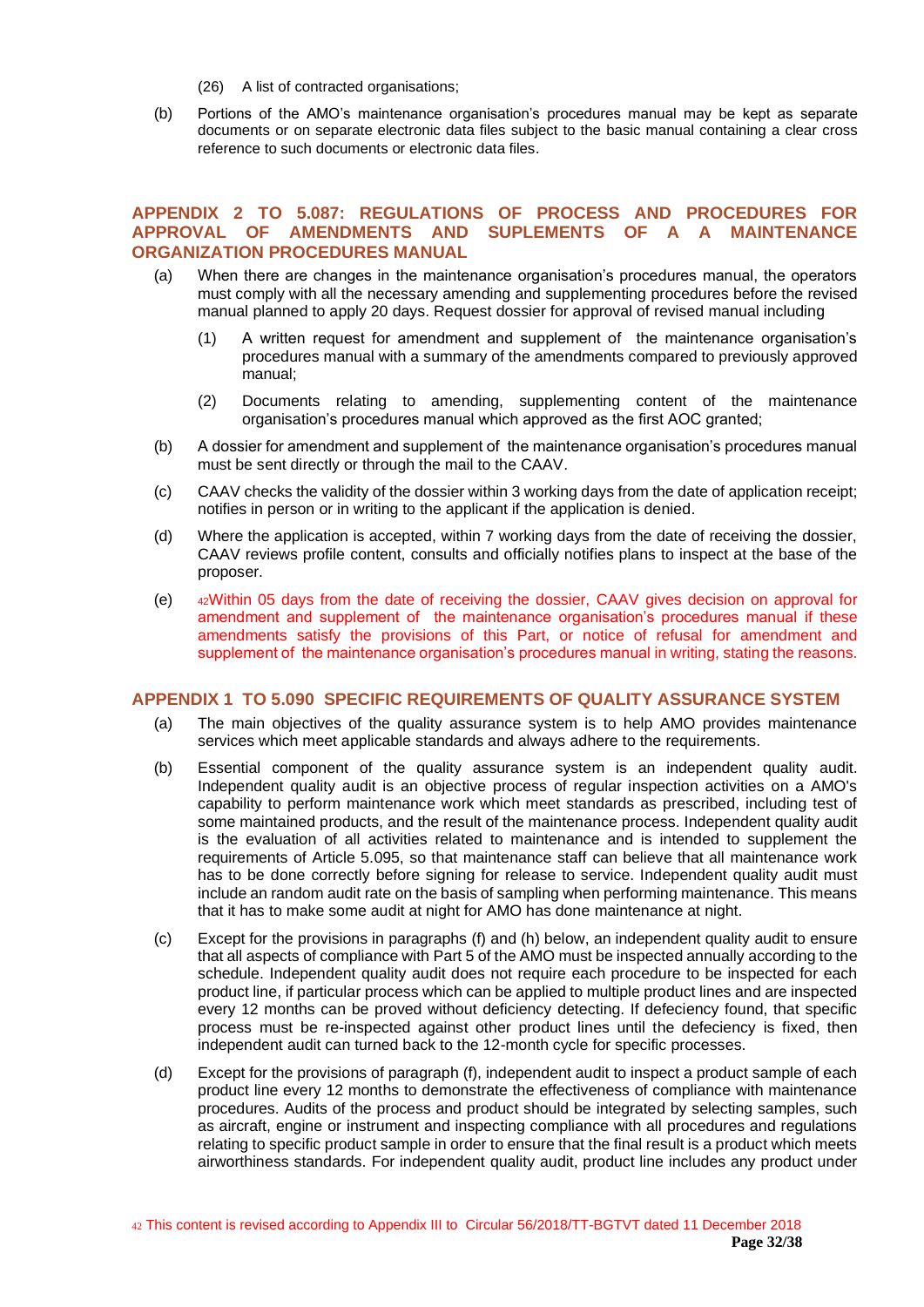(26) A list of contracted organisations;

(b) Portions of the AMO's maintenance organisation's procedures manual may be kept as separate documents or on separate electronic data files subject to the basic manual containing a clear cross reference to such documents or electronic data files.

## APPENDIX 2 TO 5.087: REGULATIONS OF PROCESS AND PROCEDURES FOR APPROVAL OF AMENDMENTS AND SUPLEMENTS OF A A MAINTENANCE ORGANIZATION PROCEDURES MANUAL

(a) When there are changes in the maintenance organisation's procedures manual, the operators must comply with all the necessary amending and supplementing procedures before the revised manual planned to apply 20 days. Request dossier for approval of revised manual including

(1) A written request for amendment and supplement of the maintenance organisation's procedures manual with a summary of the amendments compared to previously approved manual;

(2) Documents relating to amending, supplementing content of the maintenance organisation's procedures manual which approved as the first AOC granted;

(b) A dossier for amendment and supplement of the maintenance organisation's procedures manual must be sent directly or through the mail to the CAAV.

(c) CAAV checks the validity of the dossier within 3 working days from the date of application receipt; notifies in person or in writing to the applicant if the application is denied.

(d) Where the application is accepted, within 7 working days from the date of receiving the dossier, CAAV reviews profile content, consults and officially notifies plans to inspect at the base of the proposer.

(e) [42]Within 05 days from the date of receiving the dossier, CAAV gives decision on approval for amendment and supplement of the maintenance organisation's procedures manual if these amendments satisfy the provisions of this Part, or notice of refusal for amendment and supplement of the maintenance organisation's procedures manual in writing, stating the reasons.

## APPENDIX 1 TO 5.090 SPECIFIC REQUIREMENTS OF QUALITY ASSURANCE SYSTEM

(a) The main objectives of the quality assurance system is to help AMO provides maintenance services which meet applicable standards and always adhere to the requirements.

(b) Essential component of the quality assurance system is an independent quality audit. Independent quality audit is an objective process of regular inspection activities on a AMO's capability to perform maintenance work which meet standards as prescribed, including test of some maintained products, and the result of the maintenance process. Independent quality audit is the evaluation of all activities related to maintenance and is intended to supplement the requirements of Article 5.095, so that maintenance staff can believe that all maintenance work has to be done correctly before signing for release to service. Independent quality audit must include an random audit rate on the basis of sampling when performing maintenance. This means that it has to make some audit at night for AMO has done maintenance at night.

(c) Except for the provisions in paragraphs (f) and (h) below, an independent quality audit to ensure that all aspects of compliance with Part 5 of the AMO must be inspected annually according to the schedule. Independent quality audit does not require each procedure to be inspected for each product line, if particular process which can be applied to multiple product lines and are inspected every 12 months can be proved without deficiency detecting. If defeciency found, that specific process must be re-inspected against other product lines until the defeciency is fixed, then independent audit can turned back to the 12-month cycle for specific processes.

(d) Except for the provisions of paragraph (f), independent audit to inspect a product sample of each product line every 12 months to demonstrate the effectiveness of compliance with maintenance procedures. Audits of the process and product should be integrated by selecting samples, such as aircraft, engine or instrument and inspecting compliance with all procedures and regulations relating to specific product sample in order to ensure that the final result is a product which meets airworthiness standards. For independent quality audit, product line includes any product under

[42] This content is revised according to Appendix III to Circular 56/2018/TT-BGTVT dated 11 December 2018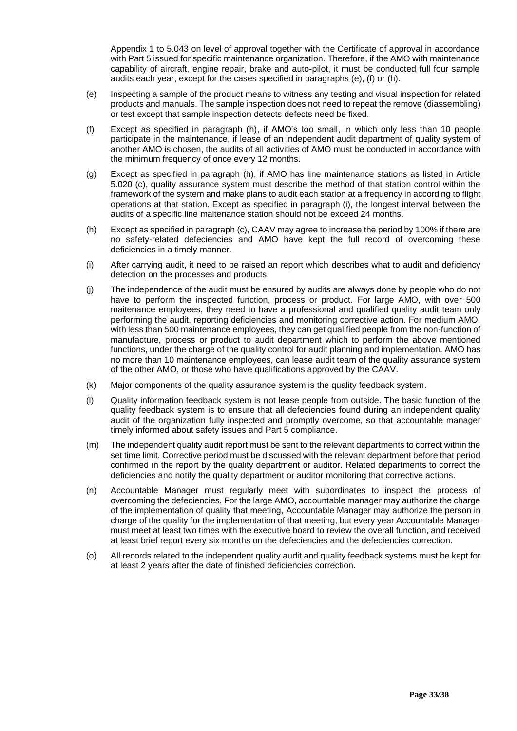Appendix 1 to 5.043 on level of approval together with the Certificate of approval in accordance with Part 5 issued for specific maintenance organization. Therefore, if the AMO with maintenance capability of aircraft, engine repair, brake and auto-pilot, it must be conducted full four sample audits each year, except for the cases specified in paragraphs (e), (f) or (h).

(e) Inspecting a sample of the product means to witness any testing and visual inspection for related products and manuals. The sample inspection does not need to repeat the remove (diassembling) or test except that sample inspection detects defects need be fixed.

(f) Except as specified in paragraph (h), if AMO's too small, in which only less than 10 people participate in the maintenance, if lease of an independent audit department of quality system of another AMO is chosen, the audits of all activities of AMO must be conducted in accordance with the minimum frequency of once every 12 months.

(g) Except as specified in paragraph (h), if AMO has line maintenance stations as listed in Article 5.020 (c), quality assurance system must describe the method of that station control within the framework of the system and make plans to audit each station at a frequency in according to flight operations at that station. Except as specified in paragraph (i), the longest interval between the audits of a specific line maitenance station should not be exceed 24 months.

(h) Except as specified in paragraph (c), CAAV may agree to increase the period by 100% if there are no safety-related defeciencies and AMO have kept the full record of overcoming these deficiencies in a timely manner.

(i) After carrying audit, it need to be raised an report which describes what to audit and deficiency detection on the processes and products.

(j) The independence of the audit must be ensured by audits are always done by people who do not have to perform the inspected function, process or product. For large AMO, with over 500 maitenance employees, they need to have a professional and qualified quality audit team only performing the audit, reporting deficiencies and monitoring corrective action. For medium AMO, with less than 500 maintenance employees, they can get qualified people from the non-function of manufacture, process or product to audit department which to perform the above mentioned functions, under the charge of the quality control for audit planning and implementation. AMO has no more than 10 maintenance employees, can lease audit team of the quality assurance system of the other AMO, or those who have qualifications approved by the CAAV.

(k) Major components of the quality assurance system is the quality feedback system.

(l) Quality information feedback system is not lease people from outside. The basic function of the quality feedback system is to ensure that all defeciencies found during an independent quality audit of the organization fully inspected and promptly overcome, so that accountable manager timely informed about safety issues and Part 5 compliance.

(m) The independent quality audit report must be sent to the relevant departments to correct within the set time limit. Corrective period must be discussed with the relevant department before that period confirmed in the report by the quality department or auditor. Related departments to correct the deficiencies and notify the quality department or auditor monitoring that corrective actions.

(n) Accountable Manager must regularly meet with subordinates to inspect the process of overcoming the defeciencies. For the large AMO, accountable manager may authorize the charge of the implementation of quality that meeting, Accountable Manager may authorize the person in charge of the quality for the implementation of that meeting, but every year Accountable Manager must meet at least two times with the executive board to review the overall function, and received at least brief report every six months on the defeciencies and the defeciencies correction.

(o) All records related to the independent quality audit and quality feedback systems must be kept for at least 2 years after the date of finished deficiencies correction.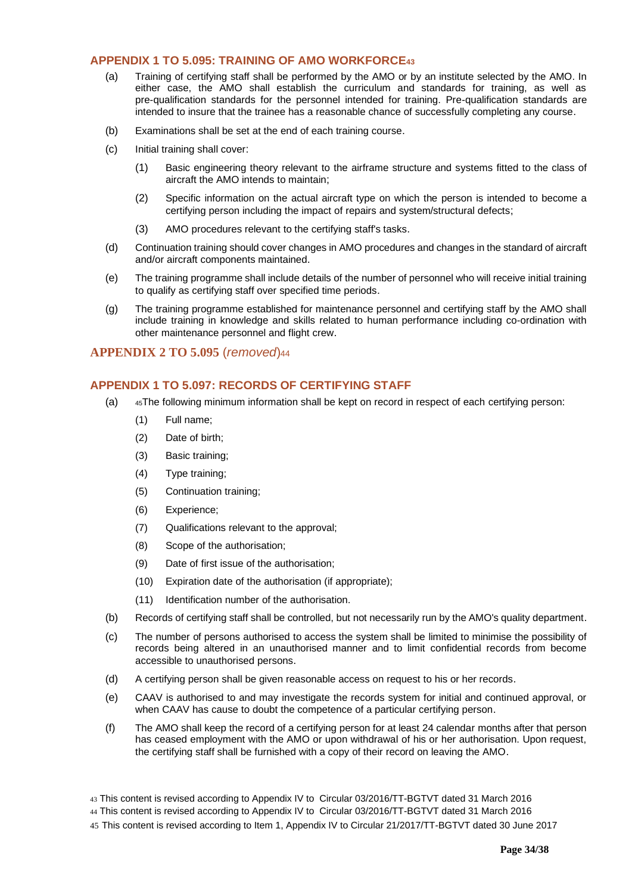## APPENDIX 1 TO 5.095: TRAINING OF AMO WORKFORCE[43]

(a) Training of certifying staff shall be performed by the AMO or by an institute selected by the AMO. In either case, the AMO shall establish the curriculum and standards for training, as well as pre-qualification standards for the personnel intended for training. Pre-qualification standards are intended to insure that the trainee has a reasonable chance of successfully completing any course.

(b) Examinations shall be set at the end of each training course.

(c) Initial training shall cover:

(1) Basic engineering theory relevant to the airframe structure and systems fitted to the class of aircraft the AMO intends to maintain;

(2) Specific information on the actual aircraft type on which the person is intended to become a certifying person including the impact of repairs and system/structural defects;

(3) AMO procedures relevant to the certifying staff's tasks.

(d) Continuation training should cover changes in AMO procedures and changes in the standard of aircraft and/or aircraft components maintained.

(e) The training programme shall include details of the number of personnel who will receive initial training to qualify as certifying staff over specified time periods.

(g) The training programme established for maintenance personnel and certifying staff by the AMO shall include training in knowledge and skills related to human performance including co-ordination with other maintenance personnel and flight crew.

## APPENDIX 2 TO 5.095 (*removed*)[44]

## APPENDIX 1 TO 5.097: RECORDS OF CERTIFYING STAFF

(a) [45]The following minimum information shall be kept on record in respect of each certifying person:

(1) Full name;

(2) Date of birth;

(3) Basic training;

(4) Type training;

(5) Continuation training;

(6) Experience;

(7) Qualifications relevant to the approval;

(8) Scope of the authorisation;

(9) Date of first issue of the authorisation;

(10) Expiration date of the authorisation (if appropriate);

(11) Identification number of the authorisation.

(b) Records of certifying staff shall be controlled, but not necessarily run by the AMO's quality department.

(c) The number of persons authorised to access the system shall be limited to minimise the possibility of records being altered in an unauthorised manner and to limit confidential records from become accessible to unauthorised persons.

(d) A certifying person shall be given reasonable access on request to his or her records.

(e) CAAV is authorised to and may investigate the records system for initial and continued approval, or when CAAV has cause to doubt the competence of a particular certifying person.

(f) The AMO shall keep the record of a certifying person for at least 24 calendar months after that person has ceased employment with the AMO or upon withdrawal of his or her authorisation. Upon request, the certifying staff shall be furnished with a copy of their record on leaving the AMO.

---

[43] This content is revised according to Appendix IV to Circular 03/2016/TT-BGTVT dated 31 March 2016

[44] This content is revised according to Appendix IV to Circular 03/2016/TT-BGTVT dated 31 March 2016

[45] This content is revised according to Item 1, Appendix IV to Circular 21/2017/TT-BGTVT dated 30 June 2017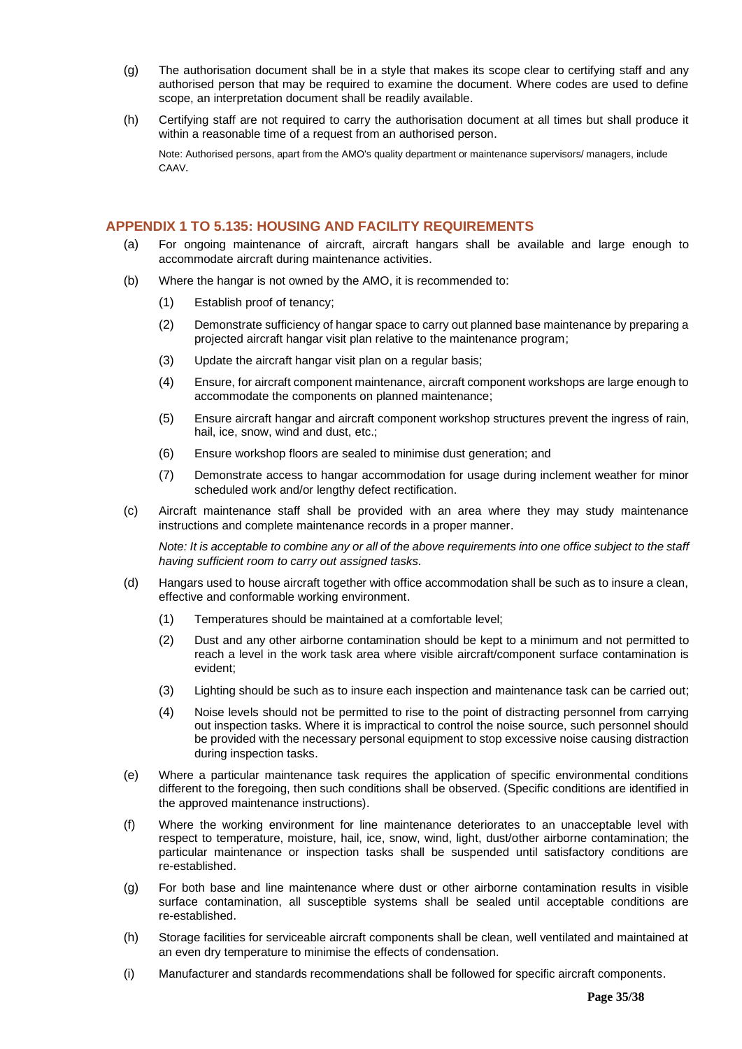(g) The authorisation document shall be in a style that makes its scope clear to certifying staff and any authorised person that may be required to examine the document. Where codes are used to define scope, an interpretation document shall be readily available.

(h) Certifying staff are not required to carry the authorisation document at all times but shall produce it within a reasonable time of a request from an authorised person.

Note: Authorised persons, apart from the AMO's quality department or maintenance supervisors/ managers, include CAAV.

## APPENDIX 1 TO 5.135: HOUSING AND FACILITY REQUIREMENTS

(a) For ongoing maintenance of aircraft, aircraft hangars shall be available and large enough to accommodate aircraft during maintenance activities.

(b) Where the hangar is not owned by the AMO, it is recommended to:

(1) Establish proof of tenancy;

(2) Demonstrate sufficiency of hangar space to carry out planned base maintenance by preparing a projected aircraft hangar visit plan relative to the maintenance program;

(3) Update the aircraft hangar visit plan on a regular basis;

(4) Ensure, for aircraft component maintenance, aircraft component workshops are large enough to accommodate the components on planned maintenance;

(5) Ensure aircraft hangar and aircraft component workshop structures prevent the ingress of rain, hail, ice, snow, wind and dust, etc.;

(6) Ensure workshop floors are sealed to minimise dust generation; and

(7) Demonstrate access to hangar accommodation for usage during inclement weather for minor scheduled work and/or lengthy defect rectification.

(c) Aircraft maintenance staff shall be provided with an area where they may study maintenance instructions and complete maintenance records in a proper manner.

*Note: It is acceptable to combine any or all of the above requirements into one office subject to the staff having sufficient room to carry out assigned tasks.*

(d) Hangars used to house aircraft together with office accommodation shall be such as to insure a clean, effective and conformable working environment.

(1) Temperatures should be maintained at a comfortable level;

(2) Dust and any other airborne contamination should be kept to a minimum and not permitted to reach a level in the work task area where visible aircraft/component surface contamination is evident;

(3) Lighting should be such as to insure each inspection and maintenance task can be carried out;

(4) Noise levels should not be permitted to rise to the point of distracting personnel from carrying out inspection tasks. Where it is impractical to control the noise source, such personnel should be provided with the necessary personal equipment to stop excessive noise causing distraction during inspection tasks.

(e) Where a particular maintenance task requires the application of specific environmental conditions different to the foregoing, then such conditions shall be observed. (Specific conditions are identified in the approved maintenance instructions).

(f) Where the working environment for line maintenance deteriorates to an unacceptable level with respect to temperature, moisture, hail, ice, snow, wind, light, dust/other airborne contamination; the particular maintenance or inspection tasks shall be suspended until satisfactory conditions are re-established.

(g) For both base and line maintenance where dust or other airborne contamination results in visible surface contamination, all susceptible systems shall be sealed until acceptable conditions are re-established.

(h) Storage facilities for serviceable aircraft components shall be clean, well ventilated and maintained at an even dry temperature to minimise the effects of condensation.

(i) Manufacturer and standards recommendations shall be followed for specific aircraft components.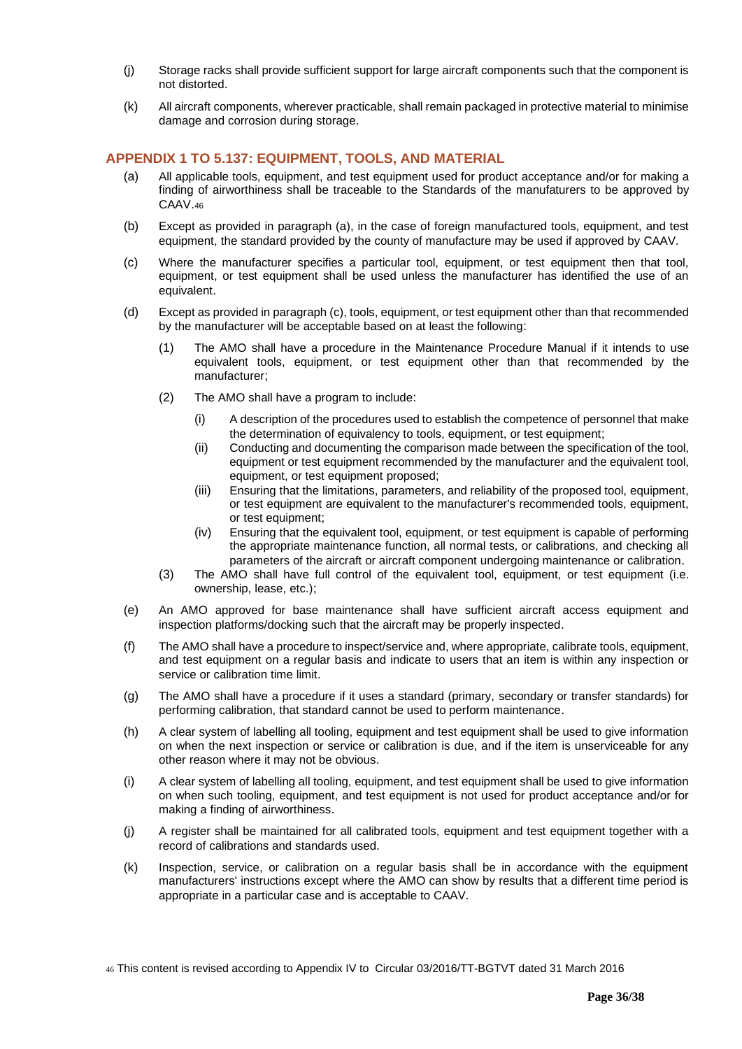(j) Storage racks shall provide sufficient support for large aircraft components such that the component is not distorted.

(k) All aircraft components, wherever practicable, shall remain packaged in protective material to minimise damage and corrosion during storage.

## APPENDIX 1 TO 5.137: EQUIPMENT, TOOLS, AND MATERIAL

(a) All applicable tools, equipment, and test equipment used for product acceptance and/or for making a finding of airworthiness shall be traceable to the Standards of the manufaturers to be approved by CAAV.[46]

(b) Except as provided in paragraph (a), in the case of foreign manufactured tools, equipment, and test equipment, the standard provided by the county of manufacture may be used if approved by CAAV.

(c) Where the manufacturer specifies a particular tool, equipment, or test equipment then that tool, equipment, or test equipment shall be used unless the manufacturer has identified the use of an equivalent.

(d) Except as provided in paragraph (c), tools, equipment, or test equipment other than that recommended by the manufacturer will be acceptable based on at least the following:

  (1) The AMO shall have a procedure in the Maintenance Procedure Manual if it intends to use equivalent tools, equipment, or test equipment other than that recommended by the manufacturer;

  (2) The AMO shall have a program to include:

    (i) A description of the procedures used to establish the competence of personnel that make the determination of equivalency to tools, equipment, or test equipment;
    (ii) Conducting and documenting the comparison made between the specification of the tool, equipment or test equipment recommended by the manufacturer and the equivalent tool, equipment, or test equipment proposed;
    (iii) Ensuring that the limitations, parameters, and reliability of the proposed tool, equipment, or test equipment are equivalent to the manufacturer's recommended tools, equipment, or test equipment;
    (iv) Ensuring that the equivalent tool, equipment, or test equipment is capable of performing the appropriate maintenance function, all normal tests, or calibrations, and checking all parameters of the aircraft or aircraft component undergoing maintenance or calibration.

  (3) The AMO shall have full control of the equivalent tool, equipment, or test equipment (i.e. ownership, lease, etc.);

(e) An AMO approved for base maintenance shall have sufficient aircraft access equipment and inspection platforms/docking such that the aircraft may be properly inspected.

(f) The AMO shall have a procedure to inspect/service and, where appropriate, calibrate tools, equipment, and test equipment on a regular basis and indicate to users that an item is within any inspection or service or calibration time limit.

(g) The AMO shall have a procedure if it uses a standard (primary, secondary or transfer standards) for performing calibration, that standard cannot be used to perform maintenance.

(h) A clear system of labelling all tooling, equipment and test equipment shall be used to give information on when the next inspection or service or calibration is due, and if the item is unserviceable for any other reason where it may not be obvious.

(i) A clear system of labelling all tooling, equipment, and test equipment shall be used to give information on when such tooling, equipment, and test equipment is not used for product acceptance and/or for making a finding of airworthiness.

(j) A register shall be maintained for all calibrated tools, equipment and test equipment together with a record of calibrations and standards used.

(k) Inspection, service, or calibration on a regular basis shall be in accordance with the equipment manufacturers' instructions except where the AMO can show by results that a different time period is appropriate in a particular case and is acceptable to CAAV.

[46] This content is revised according to Appendix IV to Circular 03/2016/TT-BGTVT dated 31 March 2016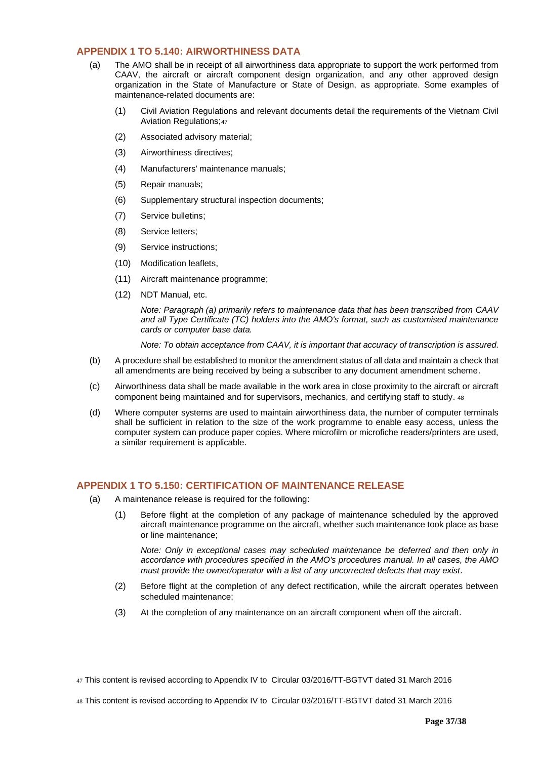## APPENDIX 1 TO 5.140: AIRWORTHINESS DATA

(a) The AMO shall be in receipt of all airworthiness data appropriate to support the work performed from CAAV, the aircraft or aircraft component design organization, and any other approved design organization in the State of Manufacture or State of Design, as appropriate. Some examples of maintenance-related documents are:

(1) Civil Aviation Regulations and relevant documents detail the requirements of the Vietnam Civil Aviation Regulations;[47]

(2) Associated advisory material;

(3) Airworthiness directives;

(4) Manufacturers' maintenance manuals;

(5) Repair manuals;

(6) Supplementary structural inspection documents;

(7) Service bulletins;

(8) Service letters;

(9) Service instructions;

(10) Modification leaflets,

(11) Aircraft maintenance programme;

(12) NDT Manual, etc.

*Note: Paragraph (a) primarily refers to maintenance data that has been transcribed from CAAV and all Type Certificate (TC) holders into the AMO's format, such as customised maintenance cards or computer base data.*

*Note: To obtain acceptance from CAAV, it is important that accuracy of transcription is assured.*

(b) A procedure shall be established to monitor the amendment status of all data and maintain a check that all amendments are being received by being a subscriber to any document amendment scheme.

(c) Airworthiness data shall be made available in the work area in close proximity to the aircraft or aircraft component being maintained and for supervisors, mechanics, and certifying staff to study. [48]

(d) Where computer systems are used to maintain airworthiness data, the number of computer terminals shall be sufficient in relation to the size of the work programme to enable easy access, unless the computer system can produce paper copies. Where microfilm or microfiche readers/printers are used, a similar requirement is applicable.

## APPENDIX 1 TO 5.150: CERTIFICATION OF MAINTENANCE RELEASE

(a) A maintenance release is required for the following:

(1) Before flight at the completion of any package of maintenance scheduled by the approved aircraft maintenance programme on the aircraft, whether such maintenance took place as base or line maintenance;

*Note: Only in exceptional cases may scheduled maintenance be deferred and then only in accordance with procedures specified in the AMO's procedures manual. In all cases, the AMO must provide the owner/operator with a list of any uncorrected defects that may exist.*

(2) Before flight at the completion of any defect rectification, while the aircraft operates between scheduled maintenance;

(3) At the completion of any maintenance on an aircraft component when off the aircraft.

[47] This content is revised according to Appendix IV to Circular 03/2016/TT-BGTVT dated 31 March 2016

[48] This content is revised according to Appendix IV to Circular 03/2016/TT-BGTVT dated 31 March 2016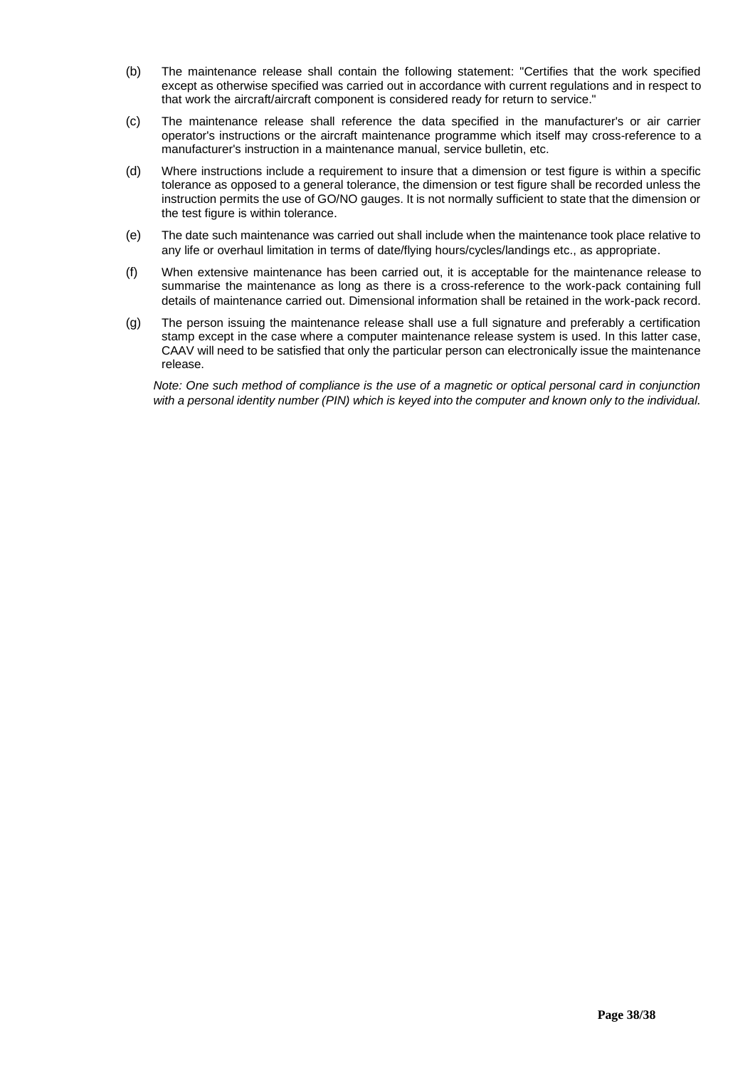(b) The maintenance release shall contain the following statement: "Certifies that the work specified except as otherwise specified was carried out in accordance with current regulations and in respect to that work the aircraft/aircraft component is considered ready for return to service."

(c) The maintenance release shall reference the data specified in the manufacturer's or air carrier operator's instructions or the aircraft maintenance programme which itself may cross-reference to a manufacturer's instruction in a maintenance manual, service bulletin, etc.

(d) Where instructions include a requirement to insure that a dimension or test figure is within a specific tolerance as opposed to a general tolerance, the dimension or test figure shall be recorded unless the instruction permits the use of GO/NO gauges. It is not normally sufficient to state that the dimension or the test figure is within tolerance.

(e) The date such maintenance was carried out shall include when the maintenance took place relative to any life or overhaul limitation in terms of date/flying hours/cycles/landings etc., as appropriate.

(f) When extensive maintenance has been carried out, it is acceptable for the maintenance release to summarise the maintenance as long as there is a cross-reference to the work-pack containing full details of maintenance carried out. Dimensional information shall be retained in the work-pack record.

(g) The person issuing the maintenance release shall use a full signature and preferably a certification stamp except in the case where a computer maintenance release system is used. In this latter case, CAAV will need to be satisfied that only the particular person can electronically issue the maintenance release.

*Note: One such method of compliance is the use of a magnetic or optical personal card in conjunction with a personal identity number (PIN) which is keyed into the computer and known only to the individual.*